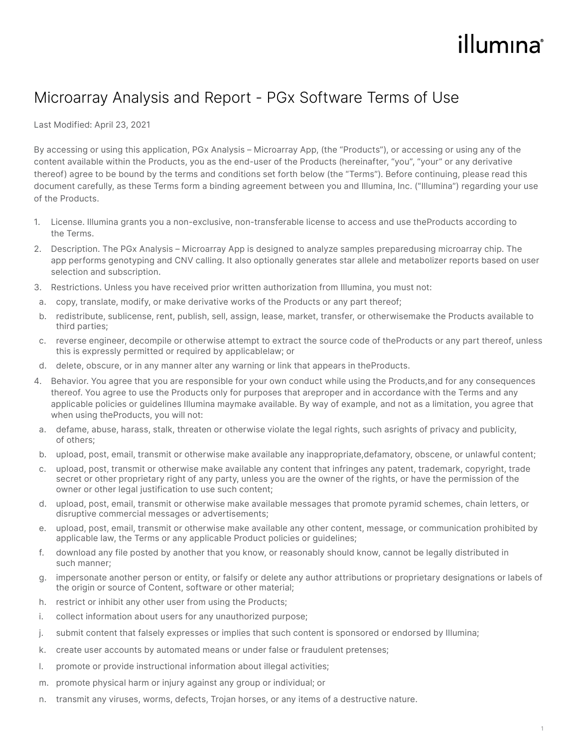# Microarray Analysis and Report - PGx Software Terms of Use

Last Modified: April 23, 2021

By accessing or using this application, PGx Analysis – Microarray App, (the "Products"), or accessing or using any of the content available within the Products, you as the end-user of the Products (hereinafter, "you", "your" or any derivative thereof) agree to be bound by the terms and conditions set forth below (the "Terms"). Before continuing, please read this document carefully, as these Terms form a binding agreement between you and Illumina, Inc. ("Illumina") regarding your use of the Products.

1. License. Illumina grants you a non-exclusive, non-transferable license to access and use theProducts according to the Terms.
2. Description. The PGx Analysis – Microarray App is designed to analyze samples preparedusing microarray chip. The app performs genotyping and CNV calling. It also optionally generates star allele and metabolizer reports based on user selection and subscription.
3. Restrictions. Unless you have received prior written authorization from Illumina, you must not:
   a. copy, translate, modify, or make derivative works of the Products or any part thereof;
   b. redistribute, sublicense, rent, publish, sell, assign, lease, market, transfer, or otherwisemake the Products available to third parties;
   c. reverse engineer, decompile or otherwise attempt to extract the source code of theProducts or any part thereof, unless this is expressly permitted or required by applicablelaw; or
   d. delete, obscure, or in any manner alter any warning or link that appears in theProducts.
4. Behavior. You agree that you are responsible for your own conduct while using the Products,and for any consequences thereof. You agree to use the Products only for purposes that areproper and in accordance with the Terms and any applicable policies or guidelines Illumina maymake available. By way of example, and not as a limitation, you agree that when using theProducts, you will not:
   a. defame, abuse, harass, stalk, threaten or otherwise violate the legal rights, such asrights of privacy and publicity, of others;
   b. upload, post, email, transmit or otherwise make available any inappropriate,defamatory, obscene, or unlawful content;
   c. upload, post, transmit or otherwise make available any content that infringes any patent, trademark, copyright, trade secret or other proprietary right of any party, unless you are the owner of the rights, or have the permission of the owner or other legal justification to use such content;
   d. upload, post, email, transmit or otherwise make available messages that promote pyramid schemes, chain letters, or disruptive commercial messages or advertisements;
   e. upload, post, email, transmit or otherwise make available any other content, message, or communication prohibited by applicable law, the Terms or any applicable Product policies or guidelines;
   f. download any file posted by another that you know, or reasonably should know, cannot be legally distributed in such manner;
   g. impersonate another person or entity, or falsify or delete any author attributions or proprietary designations or labels of the origin or source of Content, software or other material;
   h. restrict or inhibit any other user from using the Products;
   i. collect information about users for any unauthorized purpose;
   j. submit content that falsely expresses or implies that such content is sponsored or endorsed by Illumina;
   k. create user accounts by automated means or under false or fraudulent pretenses;
   l. promote or provide instructional information about illegal activities;
   m. promote physical harm or injury against any group or individual; or
   n. transmit any viruses, worms, defects, Trojan horses, or any items of a destructive nature.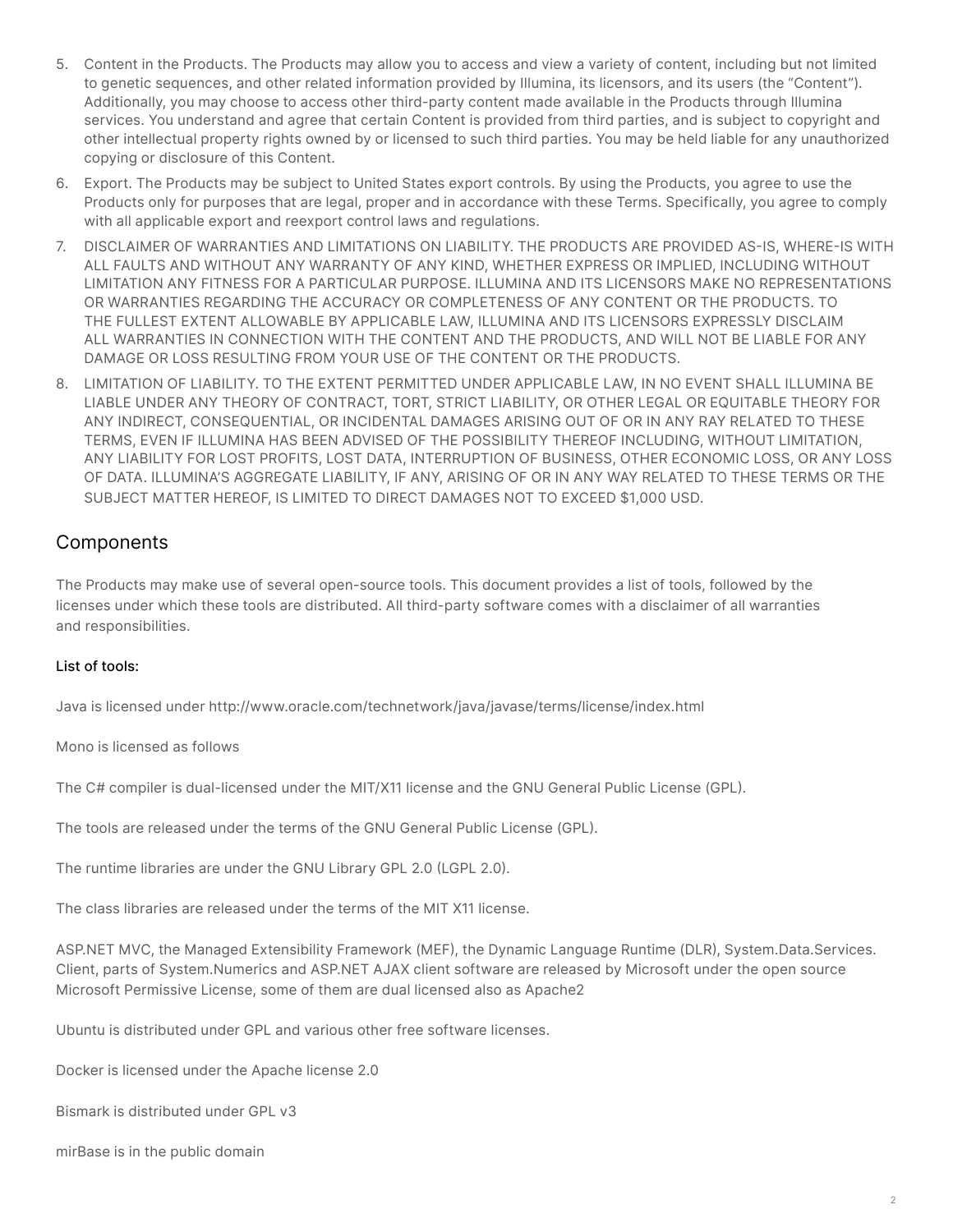5. Content in the Products. The Products may allow you to access and view a variety of content, including but not limited to genetic sequences, and other related information provided by Illumina, its licensors, and its users (the "Content"). Additionally, you may choose to access other third-party content made available in the Products through Illumina services. You understand and agree that certain Content is provided from third parties, and is subject to copyright and other intellectual property rights owned by or licensed to such third parties. You may be held liable for any unauthorized copying or disclosure of this Content.
6. Export. The Products may be subject to United States export controls. By using the Products, you agree to use the Products only for purposes that are legal, proper and in accordance with these Terms. Specifically, you agree to comply with all applicable export and reexport control laws and regulations.
7. DISCLAIMER OF WARRANTIES AND LIMITATIONS ON LIABILITY. THE PRODUCTS ARE PROVIDED AS-IS, WHERE-IS WITH ALL FAULTS AND WITHOUT ANY WARRANTY OF ANY KIND, WHETHER EXPRESS OR IMPLIED, INCLUDING WITHOUT LIMITATION ANY FITNESS FOR A PARTICULAR PURPOSE. ILLUMINA AND ITS LICENSORS MAKE NO REPRESENTATIONS OR WARRANTIES REGARDING THE ACCURACY OR COMPLETENESS OF ANY CONTENT OR THE PRODUCTS. TO THE FULLEST EXTENT ALLOWABLE BY APPLICABLE LAW, ILLUMINA AND ITS LICENSORS EXPRESSLY DISCLAIM ALL WARRANTIES IN CONNECTION WITH THE CONTENT AND THE PRODUCTS, AND WILL NOT BE LIABLE FOR ANY DAMAGE OR LOSS RESULTING FROM YOUR USE OF THE CONTENT OR THE PRODUCTS.
8. LIMITATION OF LIABILITY. TO THE EXTENT PERMITTED UNDER APPLICABLE LAW, IN NO EVENT SHALL ILLUMINA BE LIABLE UNDER ANY THEORY OF CONTRACT, TORT, STRICT LIABILITY, OR OTHER LEGAL OR EQUITABLE THEORY FOR ANY INDIRECT, CONSEQUENTIAL, OR INCIDENTAL DAMAGES ARISING OUT OF OR IN ANY RAY RELATED TO THESE TERMS, EVEN IF ILLUMINA HAS BEEN ADVISED OF THE POSSIBILITY THEREOF INCLUDING, WITHOUT LIMITATION, ANY LIABILITY FOR LOST PROFITS, LOST DATA, INTERRUPTION OF BUSINESS, OTHER ECONOMIC LOSS, OR ANY LOSS OF DATA. ILLUMINA'S AGGREGATE LIABILITY, IF ANY, ARISING OF OR IN ANY WAY RELATED TO THESE TERMS OR THE SUBJECT MATTER HEREOF, IS LIMITED TO DIRECT DAMAGES NOT TO EXCEED $1,000 USD.

## Components

The Products may make use of several open-source tools. This document provides a list of tools, followed by the licenses under which these tools are distributed. All third-party software comes with a disclaimer of all warranties and responsibilities.

**List of tools:**

Java is licensed under http://www.oracle.com/technetwork/java/javase/terms/license/index.html

Mono is licensed as follows

The C# compiler is dual-licensed under the MIT/X11 license and the GNU General Public License (GPL).

The tools are released under the terms of the GNU General Public License (GPL).

The runtime libraries are under the GNU Library GPL 2.0 (LGPL 2.0).

The class libraries are released under the terms of the MIT X11 license.

ASP.NET MVC, the Managed Extensibility Framework (MEF), the Dynamic Language Runtime (DLR), System.Data.Services.Client, parts of System.Numerics and ASP.NET AJAX client software are released by Microsoft under the open source Microsoft Permissive License, some of them are dual licensed also as Apache2

Ubuntu is distributed under GPL and various other free software licenses.

Docker is licensed under the Apache license 2.0

Bismark is distributed under GPL v3

mirBase is in the public domain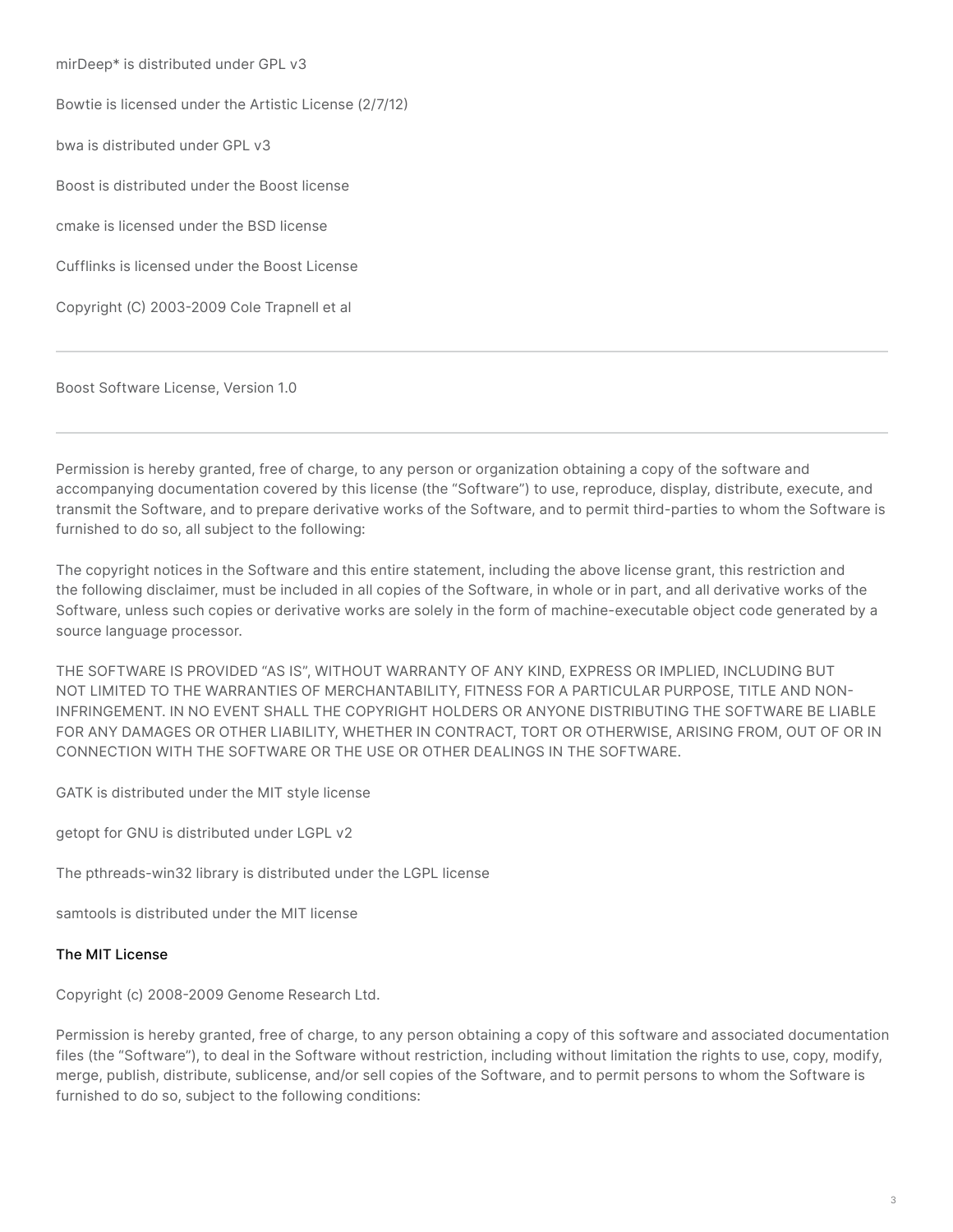mirDeep* is distributed under GPL v3

Bowtie is licensed under the Artistic License (2/7/12)

bwa is distributed under GPL v3

Boost is distributed under the Boost license

cmake is licensed under the BSD license

Cufflinks is licensed under the Boost License

Copyright (C) 2003-2009 Cole Trapnell et al

---

Boost Software License, Version 1.0

---

Permission is hereby granted, free of charge, to any person or organization obtaining a copy of the software and accompanying documentation covered by this license (the "Software") to use, reproduce, display, distribute, execute, and transmit the Software, and to prepare derivative works of the Software, and to permit third-parties to whom the Software is furnished to do so, all subject to the following:

The copyright notices in the Software and this entire statement, including the above license grant, this restriction and the following disclaimer, must be included in all copies of the Software, in whole or in part, and all derivative works of the Software, unless such copies or derivative works are solely in the form of machine-executable object code generated by a source language processor.

THE SOFTWARE IS PROVIDED "AS IS", WITHOUT WARRANTY OF ANY KIND, EXPRESS OR IMPLIED, INCLUDING BUT NOT LIMITED TO THE WARRANTIES OF MERCHANTABILITY, FITNESS FOR A PARTICULAR PURPOSE, TITLE AND NON-INFRINGEMENT. IN NO EVENT SHALL THE COPYRIGHT HOLDERS OR ANYONE DISTRIBUTING THE SOFTWARE BE LIABLE FOR ANY DAMAGES OR OTHER LIABILITY, WHETHER IN CONTRACT, TORT OR OTHERWISE, ARISING FROM, OUT OF OR IN CONNECTION WITH THE SOFTWARE OR THE USE OR OTHER DEALINGS IN THE SOFTWARE.

GATK is distributed under the MIT style license

getopt for GNU is distributed under LGPL v2

The pthreads-win32 library is distributed under the LGPL license

samtools is distributed under the MIT license

#### The MIT License

Copyright (c) 2008-2009 Genome Research Ltd.

Permission is hereby granted, free of charge, to any person obtaining a copy of this software and associated documentation files (the "Software"), to deal in the Software without restriction, including without limitation the rights to use, copy, modify, merge, publish, distribute, sublicense, and/or sell copies of the Software, and to permit persons to whom the Software is furnished to do so, subject to the following conditions: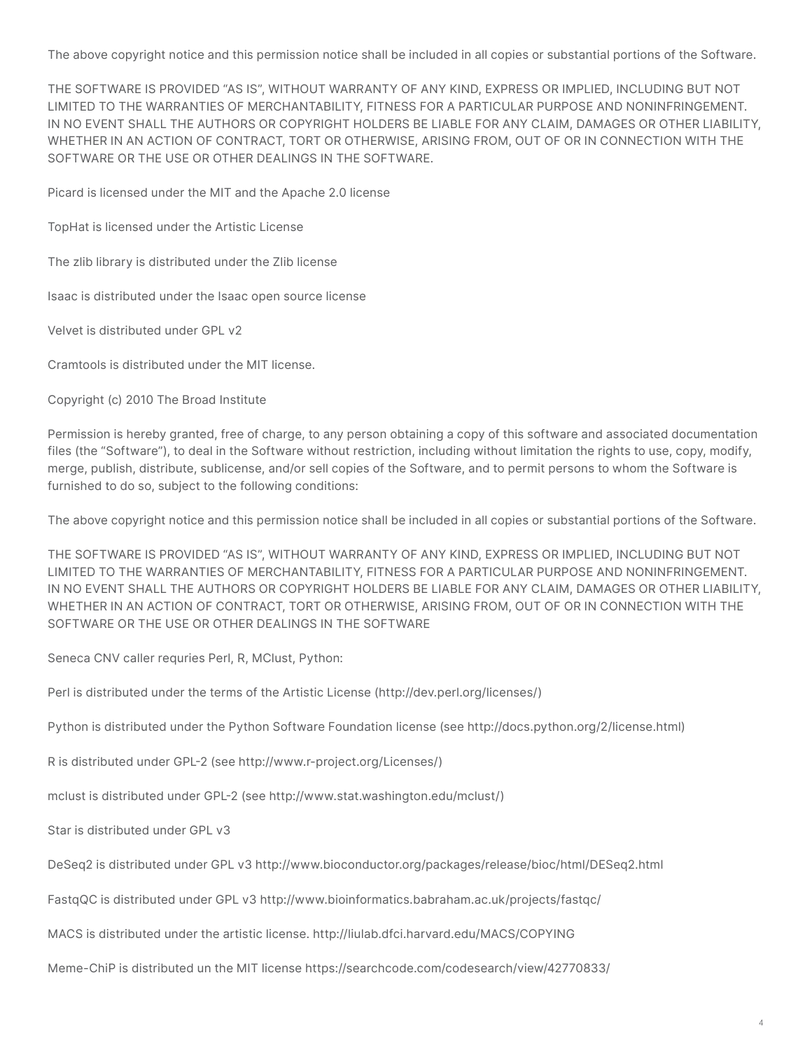The above copyright notice and this permission notice shall be included in all copies or substantial portions of the Software.

THE SOFTWARE IS PROVIDED "AS IS", WITHOUT WARRANTY OF ANY KIND, EXPRESS OR IMPLIED, INCLUDING BUT NOT LIMITED TO THE WARRANTIES OF MERCHANTABILITY, FITNESS FOR A PARTICULAR PURPOSE AND NONINFRINGEMENT. IN NO EVENT SHALL THE AUTHORS OR COPYRIGHT HOLDERS BE LIABLE FOR ANY CLAIM, DAMAGES OR OTHER LIABILITY, WHETHER IN AN ACTION OF CONTRACT, TORT OR OTHERWISE, ARISING FROM, OUT OF OR IN CONNECTION WITH THE SOFTWARE OR THE USE OR OTHER DEALINGS IN THE SOFTWARE.

Picard is licensed under the MIT and the Apache 2.0 license

TopHat is licensed under the Artistic License

The zlib library is distributed under the Zlib license

Isaac is distributed under the Isaac open source license

Velvet is distributed under GPL v2

Cramtools is distributed under the MIT license.

Copyright (c) 2010 The Broad Institute

Permission is hereby granted, free of charge, to any person obtaining a copy of this software and associated documentation files (the "Software"), to deal in the Software without restriction, including without limitation the rights to use, copy, modify, merge, publish, distribute, sublicense, and/or sell copies of the Software, and to permit persons to whom the Software is furnished to do so, subject to the following conditions:

The above copyright notice and this permission notice shall be included in all copies or substantial portions of the Software.

THE SOFTWARE IS PROVIDED "AS IS", WITHOUT WARRANTY OF ANY KIND, EXPRESS OR IMPLIED, INCLUDING BUT NOT LIMITED TO THE WARRANTIES OF MERCHANTABILITY, FITNESS FOR A PARTICULAR PURPOSE AND NONINFRINGEMENT. IN NO EVENT SHALL THE AUTHORS OR COPYRIGHT HOLDERS BE LIABLE FOR ANY CLAIM, DAMAGES OR OTHER LIABILITY, WHETHER IN AN ACTION OF CONTRACT, TORT OR OTHERWISE, ARISING FROM, OUT OF OR IN CONNECTION WITH THE SOFTWARE OR THE USE OR OTHER DEALINGS IN THE SOFTWARE

Seneca CNV caller requries Perl, R, MClust, Python:

Perl is distributed under the terms of the Artistic License (http://dev.perl.org/licenses/)

Python is distributed under the Python Software Foundation license (see http://docs.python.org/2/license.html)

R is distributed under GPL-2 (see http://www.r-project.org/Licenses/)

mclust is distributed under GPL-2 (see http://www.stat.washington.edu/mclust/)

Star is distributed under GPL v3

DeSeq2 is distributed under GPL v3 http://www.bioconductor.org/packages/release/bioc/html/DESeq2.html

FastqQC is distributed under GPL v3 http://www.bioinformatics.babraham.ac.uk/projects/fastqc/

MACS is distributed under the artistic license. http://liulab.dfci.harvard.edu/MACS/COPYING

Meme-ChiP is distributed un the MIT license https://searchcode.com/codesearch/view/42770833/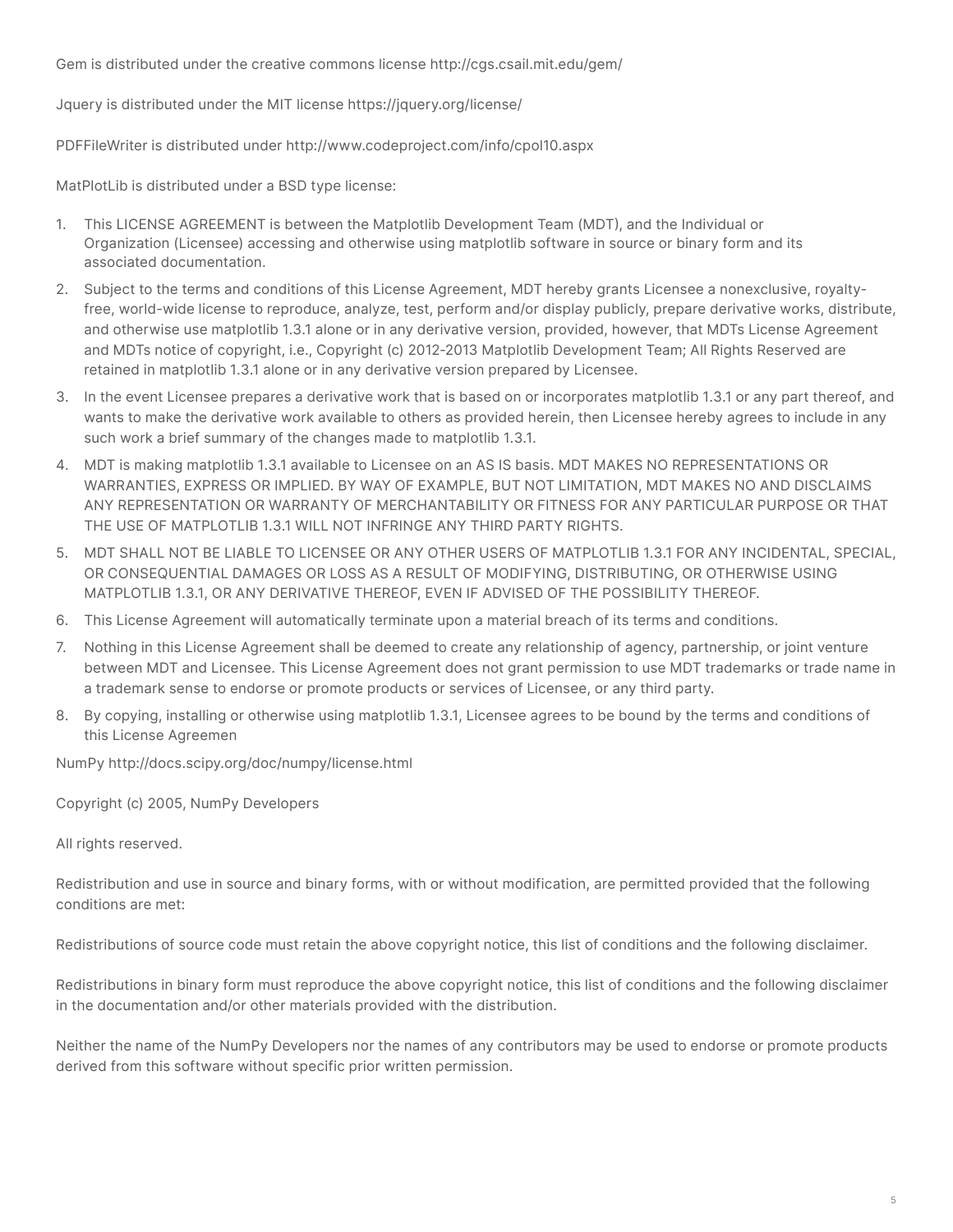Gem is distributed under the creative commons license http://cgs.csail.mit.edu/gem/

Jquery is distributed under the MIT license https://jquery.org/license/

PDFFileWriter is distributed under http://www.codeproject.com/info/cpol10.aspx

MatPlotLib is distributed under a BSD type license:

1. This LICENSE AGREEMENT is between the Matplotlib Development Team (MDT), and the Individual or Organization (Licensee) accessing and otherwise using matplotlib software in source or binary form and its associated documentation.
2. Subject to the terms and conditions of this License Agreement, MDT hereby grants Licensee a nonexclusive, royalty-free, world-wide license to reproduce, analyze, test, perform and/or display publicly, prepare derivative works, distribute, and otherwise use matplotlib 1.3.1 alone or in any derivative version, provided, however, that MDTs License Agreement and MDTs notice of copyright, i.e., Copyright (c) 2012-2013 Matplotlib Development Team; All Rights Reserved are retained in matplotlib 1.3.1 alone or in any derivative version prepared by Licensee.
3. In the event Licensee prepares a derivative work that is based on or incorporates matplotlib 1.3.1 or any part thereof, and wants to make the derivative work available to others as provided herein, then Licensee hereby agrees to include in any such work a brief summary of the changes made to matplotlib 1.3.1.
4. MDT is making matplotlib 1.3.1 available to Licensee on an AS IS basis. MDT MAKES NO REPRESENTATIONS OR WARRANTIES, EXPRESS OR IMPLIED. BY WAY OF EXAMPLE, BUT NOT LIMITATION, MDT MAKES NO AND DISCLAIMS ANY REPRESENTATION OR WARRANTY OF MERCHANTABILITY OR FITNESS FOR ANY PARTICULAR PURPOSE OR THAT THE USE OF MATPLOTLIB 1.3.1 WILL NOT INFRINGE ANY THIRD PARTY RIGHTS.
5. MDT SHALL NOT BE LIABLE TO LICENSEE OR ANY OTHER USERS OF MATPLOTLIB 1.3.1 FOR ANY INCIDENTAL, SPECIAL, OR CONSEQUENTIAL DAMAGES OR LOSS AS A RESULT OF MODIFYING, DISTRIBUTING, OR OTHERWISE USING MATPLOTLIB 1.3.1, OR ANY DERIVATIVE THEREOF, EVEN IF ADVISED OF THE POSSIBILITY THEREOF.
6. This License Agreement will automatically terminate upon a material breach of its terms and conditions.
7. Nothing in this License Agreement shall be deemed to create any relationship of agency, partnership, or joint venture between MDT and Licensee. This License Agreement does not grant permission to use MDT trademarks or trade name in a trademark sense to endorse or promote products or services of Licensee, or any third party.
8. By copying, installing or otherwise using matplotlib 1.3.1, Licensee agrees to be bound by the terms and conditions of this License Agreemen

NumPy http://docs.scipy.org/doc/numpy/license.html

Copyright (c) 2005, NumPy Developers

All rights reserved.

Redistribution and use in source and binary forms, with or without modification, are permitted provided that the following conditions are met:

Redistributions of source code must retain the above copyright notice, this list of conditions and the following disclaimer.

Redistributions in binary form must reproduce the above copyright notice, this list of conditions and the following disclaimer in the documentation and/or other materials provided with the distribution.

Neither the name of the NumPy Developers nor the names of any contributors may be used to endorse or promote products derived from this software without specific prior written permission.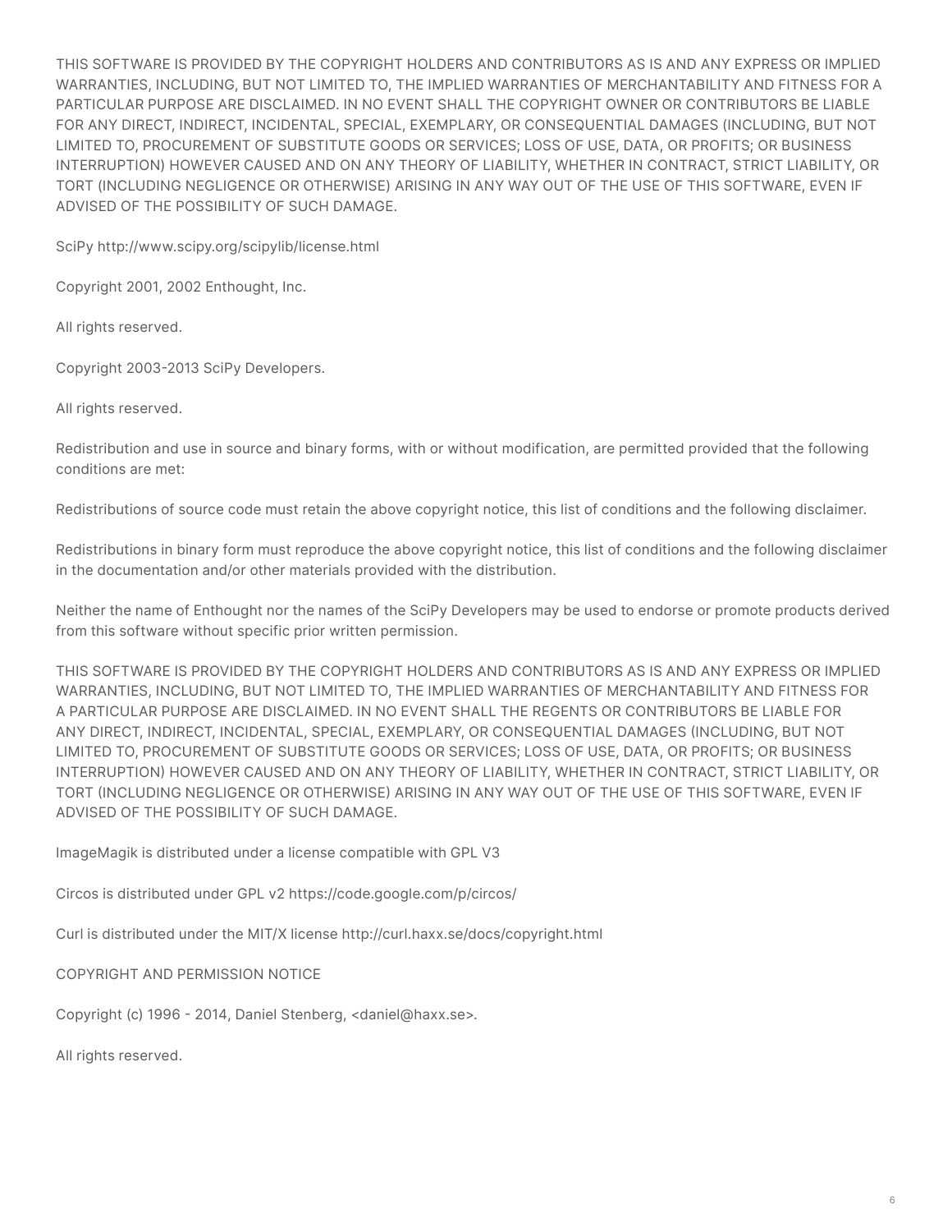THIS SOFTWARE IS PROVIDED BY THE COPYRIGHT HOLDERS AND CONTRIBUTORS AS IS AND ANY EXPRESS OR IMPLIED WARRANTIES, INCLUDING, BUT NOT LIMITED TO, THE IMPLIED WARRANTIES OF MERCHANTABILITY AND FITNESS FOR A PARTICULAR PURPOSE ARE DISCLAIMED. IN NO EVENT SHALL THE COPYRIGHT OWNER OR CONTRIBUTORS BE LIABLE FOR ANY DIRECT, INDIRECT, INCIDENTAL, SPECIAL, EXEMPLARY, OR CONSEQUENTIAL DAMAGES (INCLUDING, BUT NOT LIMITED TO, PROCUREMENT OF SUBSTITUTE GOODS OR SERVICES; LOSS OF USE, DATA, OR PROFITS; OR BUSINESS INTERRUPTION) HOWEVER CAUSED AND ON ANY THEORY OF LIABILITY, WHETHER IN CONTRACT, STRICT LIABILITY, OR TORT (INCLUDING NEGLIGENCE OR OTHERWISE) ARISING IN ANY WAY OUT OF THE USE OF THIS SOFTWARE, EVEN IF ADVISED OF THE POSSIBILITY OF SUCH DAMAGE.

SciPy http://www.scipy.org/scipylib/license.html

Copyright 2001, 2002 Enthought, Inc.

All rights reserved.

Copyright 2003-2013 SciPy Developers.

All rights reserved.

Redistribution and use in source and binary forms, with or without modification, are permitted provided that the following conditions are met:

Redistributions of source code must retain the above copyright notice, this list of conditions and the following disclaimer.

Redistributions in binary form must reproduce the above copyright notice, this list of conditions and the following disclaimer in the documentation and/or other materials provided with the distribution.

Neither the name of Enthought nor the names of the SciPy Developers may be used to endorse or promote products derived from this software without specific prior written permission.

THIS SOFTWARE IS PROVIDED BY THE COPYRIGHT HOLDERS AND CONTRIBUTORS AS IS AND ANY EXPRESS OR IMPLIED WARRANTIES, INCLUDING, BUT NOT LIMITED TO, THE IMPLIED WARRANTIES OF MERCHANTABILITY AND FITNESS FOR A PARTICULAR PURPOSE ARE DISCLAIMED. IN NO EVENT SHALL THE REGENTS OR CONTRIBUTORS BE LIABLE FOR ANY DIRECT, INDIRECT, INCIDENTAL, SPECIAL, EXEMPLARY, OR CONSEQUENTIAL DAMAGES (INCLUDING, BUT NOT LIMITED TO, PROCUREMENT OF SUBSTITUTE GOODS OR SERVICES; LOSS OF USE, DATA, OR PROFITS; OR BUSINESS INTERRUPTION) HOWEVER CAUSED AND ON ANY THEORY OF LIABILITY, WHETHER IN CONTRACT, STRICT LIABILITY, OR TORT (INCLUDING NEGLIGENCE OR OTHERWISE) ARISING IN ANY WAY OUT OF THE USE OF THIS SOFTWARE, EVEN IF ADVISED OF THE POSSIBILITY OF SUCH DAMAGE.

ImageMagik is distributed under a license compatible with GPL V3

Circos is distributed under GPL v2 https://code.google.com/p/circos/

Curl is distributed under the MIT/X license http://curl.haxx.se/docs/copyright.html

COPYRIGHT AND PERMISSION NOTICE

Copyright (c) 1996 - 2014, Daniel Stenberg, <daniel@haxx.se>.

All rights reserved.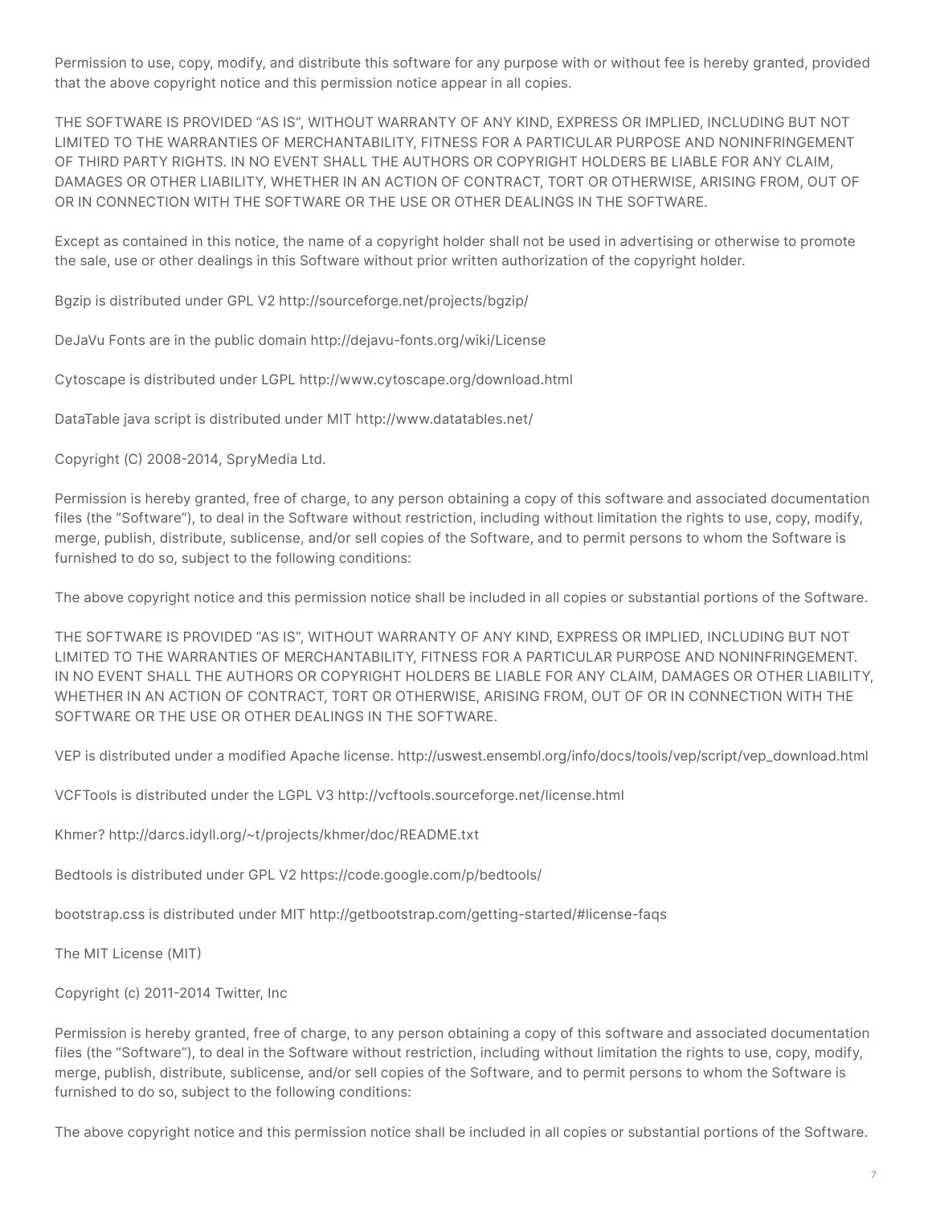Permission to use, copy, modify, and distribute this software for any purpose with or without fee is hereby granted, provided that the above copyright notice and this permission notice appear in all copies.

THE SOFTWARE IS PROVIDED "AS IS", WITHOUT WARRANTY OF ANY KIND, EXPRESS OR IMPLIED, INCLUDING BUT NOT LIMITED TO THE WARRANTIES OF MERCHANTABILITY, FITNESS FOR A PARTICULAR PURPOSE AND NONINFRINGEMENT OF THIRD PARTY RIGHTS. IN NO EVENT SHALL THE AUTHORS OR COPYRIGHT HOLDERS BE LIABLE FOR ANY CLAIM, DAMAGES OR OTHER LIABILITY, WHETHER IN AN ACTION OF CONTRACT, TORT OR OTHERWISE, ARISING FROM, OUT OF OR IN CONNECTION WITH THE SOFTWARE OR THE USE OR OTHER DEALINGS IN THE SOFTWARE.

Except as contained in this notice, the name of a copyright holder shall not be used in advertising or otherwise to promote the sale, use or other dealings in this Software without prior written authorization of the copyright holder.

Bgzip is distributed under GPL V2 http://sourceforge.net/projects/bgzip/

DeJaVu Fonts are in the public domain http://dejavu-fonts.org/wiki/License

Cytoscape is distributed under LGPL http://www.cytoscape.org/download.html

DataTable java script is distributed under MIT http://www.datatables.net/

Copyright (C) 2008-2014, SpryMedia Ltd.

Permission is hereby granted, free of charge, to any person obtaining a copy of this software and associated documentation files (the "Software"), to deal in the Software without restriction, including without limitation the rights to use, copy, modify, merge, publish, distribute, sublicense, and/or sell copies of the Software, and to permit persons to whom the Software is furnished to do so, subject to the following conditions:

The above copyright notice and this permission notice shall be included in all copies or substantial portions of the Software.

THE SOFTWARE IS PROVIDED "AS IS", WITHOUT WARRANTY OF ANY KIND, EXPRESS OR IMPLIED, INCLUDING BUT NOT LIMITED TO THE WARRANTIES OF MERCHANTABILITY, FITNESS FOR A PARTICULAR PURPOSE AND NONINFRINGEMENT. IN NO EVENT SHALL THE AUTHORS OR COPYRIGHT HOLDERS BE LIABLE FOR ANY CLAIM, DAMAGES OR OTHER LIABILITY, WHETHER IN AN ACTION OF CONTRACT, TORT OR OTHERWISE, ARISING FROM, OUT OF OR IN CONNECTION WITH THE SOFTWARE OR THE USE OR OTHER DEALINGS IN THE SOFTWARE.

VEP is distributed under a modified Apache license. http://uswest.ensembl.org/info/docs/tools/vep/script/vep_download.html

VCFTools is distributed under the LGPL V3 http://vcftools.sourceforge.net/license.html

Khmer? http://darcs.idyll.org/~t/projects/khmer/doc/README.txt

Bedtools is distributed under GPL V2 https://code.google.com/p/bedtools/

bootstrap.css is distributed under MIT http://getbootstrap.com/getting-started/#license-faqs

The MIT License (MIT)

Copyright (c) 2011-2014 Twitter, Inc

Permission is hereby granted, free of charge, to any person obtaining a copy of this software and associated documentation files (the "Software"), to deal in the Software without restriction, including without limitation the rights to use, copy, modify, merge, publish, distribute, sublicense, and/or sell copies of the Software, and to permit persons to whom the Software is furnished to do so, subject to the following conditions:

The above copyright notice and this permission notice shall be included in all copies or substantial portions of the Software.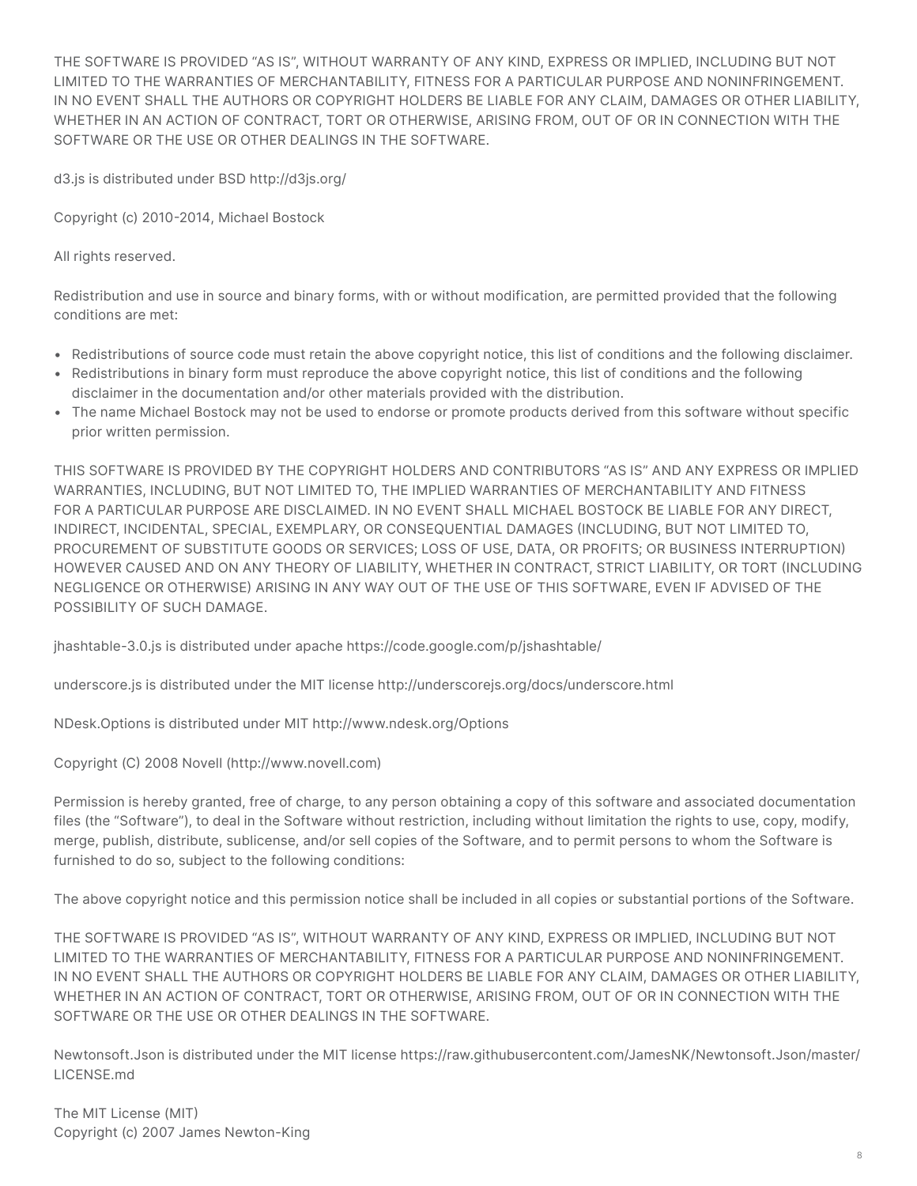THE SOFTWARE IS PROVIDED "AS IS", WITHOUT WARRANTY OF ANY KIND, EXPRESS OR IMPLIED, INCLUDING BUT NOT LIMITED TO THE WARRANTIES OF MERCHANTABILITY, FITNESS FOR A PARTICULAR PURPOSE AND NONINFRINGEMENT. IN NO EVENT SHALL THE AUTHORS OR COPYRIGHT HOLDERS BE LIABLE FOR ANY CLAIM, DAMAGES OR OTHER LIABILITY, WHETHER IN AN ACTION OF CONTRACT, TORT OR OTHERWISE, ARISING FROM, OUT OF OR IN CONNECTION WITH THE SOFTWARE OR THE USE OR OTHER DEALINGS IN THE SOFTWARE.

d3.js is distributed under BSD http://d3js.org/

Copyright (c) 2010-2014, Michael Bostock

All rights reserved.

Redistribution and use in source and binary forms, with or without modification, are permitted provided that the following conditions are met:

- Redistributions of source code must retain the above copyright notice, this list of conditions and the following disclaimer.
- Redistributions in binary form must reproduce the above copyright notice, this list of conditions and the following disclaimer in the documentation and/or other materials provided with the distribution.
- The name Michael Bostock may not be used to endorse or promote products derived from this software without specific prior written permission.

THIS SOFTWARE IS PROVIDED BY THE COPYRIGHT HOLDERS AND CONTRIBUTORS "AS IS" AND ANY EXPRESS OR IMPLIED WARRANTIES, INCLUDING, BUT NOT LIMITED TO, THE IMPLIED WARRANTIES OF MERCHANTABILITY AND FITNESS FOR A PARTICULAR PURPOSE ARE DISCLAIMED. IN NO EVENT SHALL MICHAEL BOSTOCK BE LIABLE FOR ANY DIRECT, INDIRECT, INCIDENTAL, SPECIAL, EXEMPLARY, OR CONSEQUENTIAL DAMAGES (INCLUDING, BUT NOT LIMITED TO, PROCUREMENT OF SUBSTITUTE GOODS OR SERVICES; LOSS OF USE, DATA, OR PROFITS; OR BUSINESS INTERRUPTION) HOWEVER CAUSED AND ON ANY THEORY OF LIABILITY, WHETHER IN CONTRACT, STRICT LIABILITY, OR TORT (INCLUDING NEGLIGENCE OR OTHERWISE) ARISING IN ANY WAY OUT OF THE USE OF THIS SOFTWARE, EVEN IF ADVISED OF THE POSSIBILITY OF SUCH DAMAGE.

jhashtable-3.0.js is distributed under apache https://code.google.com/p/jshashtable/

underscore.js is distributed under the MIT license http://underscorejs.org/docs/underscore.html

NDesk.Options is distributed under MIT http://www.ndesk.org/Options

Copyright (C) 2008 Novell (http://www.novell.com)

Permission is hereby granted, free of charge, to any person obtaining a copy of this software and associated documentation files (the "Software"), to deal in the Software without restriction, including without limitation the rights to use, copy, modify, merge, publish, distribute, sublicense, and/or sell copies of the Software, and to permit persons to whom the Software is furnished to do so, subject to the following conditions:

The above copyright notice and this permission notice shall be included in all copies or substantial portions of the Software.

THE SOFTWARE IS PROVIDED "AS IS", WITHOUT WARRANTY OF ANY KIND, EXPRESS OR IMPLIED, INCLUDING BUT NOT LIMITED TO THE WARRANTIES OF MERCHANTABILITY, FITNESS FOR A PARTICULAR PURPOSE AND NONINFRINGEMENT. IN NO EVENT SHALL THE AUTHORS OR COPYRIGHT HOLDERS BE LIABLE FOR ANY CLAIM, DAMAGES OR OTHER LIABILITY, WHETHER IN AN ACTION OF CONTRACT, TORT OR OTHERWISE, ARISING FROM, OUT OF OR IN CONNECTION WITH THE SOFTWARE OR THE USE OR OTHER DEALINGS IN THE SOFTWARE.

Newtonsoft.Json is distributed under the MIT license https://raw.githubusercontent.com/JamesNK/Newtonsoft.Json/master/LICENSE.md

The MIT License (MIT)
Copyright (c) 2007 James Newton-King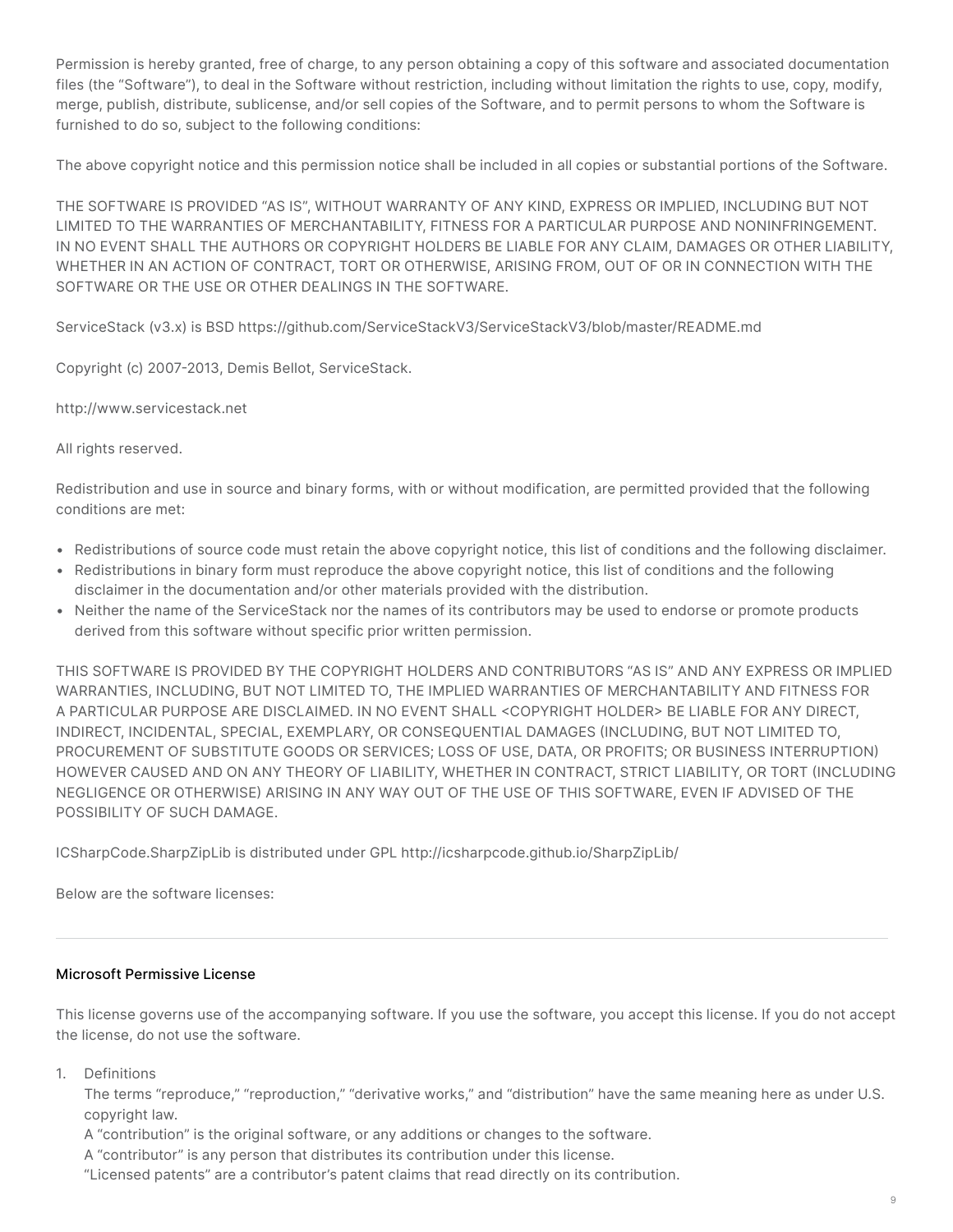Permission is hereby granted, free of charge, to any person obtaining a copy of this software and associated documentation files (the “Software”), to deal in the Software without restriction, including without limitation the rights to use, copy, modify, merge, publish, distribute, sublicense, and/or sell copies of the Software, and to permit persons to whom the Software is furnished to do so, subject to the following conditions:

The above copyright notice and this permission notice shall be included in all copies or substantial portions of the Software.

THE SOFTWARE IS PROVIDED “AS IS”, WITHOUT WARRANTY OF ANY KIND, EXPRESS OR IMPLIED, INCLUDING BUT NOT LIMITED TO THE WARRANTIES OF MERCHANTABILITY, FITNESS FOR A PARTICULAR PURPOSE AND NONINFRINGEMENT. IN NO EVENT SHALL THE AUTHORS OR COPYRIGHT HOLDERS BE LIABLE FOR ANY CLAIM, DAMAGES OR OTHER LIABILITY, WHETHER IN AN ACTION OF CONTRACT, TORT OR OTHERWISE, ARISING FROM, OUT OF OR IN CONNECTION WITH THE SOFTWARE OR THE USE OR OTHER DEALINGS IN THE SOFTWARE.

ServiceStack (v3.x) is BSD https://github.com/ServiceStackV3/ServiceStackV3/blob/master/README.md

Copyright (c) 2007-2013, Demis Bellot, ServiceStack.

http://www.servicestack.net

All rights reserved.

Redistribution and use in source and binary forms, with or without modification, are permitted provided that the following conditions are met:

- Redistributions of source code must retain the above copyright notice, this list of conditions and the following disclaimer.
- Redistributions in binary form must reproduce the above copyright notice, this list of conditions and the following disclaimer in the documentation and/or other materials provided with the distribution.
- Neither the name of the ServiceStack nor the names of its contributors may be used to endorse or promote products derived from this software without specific prior written permission.

THIS SOFTWARE IS PROVIDED BY THE COPYRIGHT HOLDERS AND CONTRIBUTORS “AS IS” AND ANY EXPRESS OR IMPLIED WARRANTIES, INCLUDING, BUT NOT LIMITED TO, THE IMPLIED WARRANTIES OF MERCHANTABILITY AND FITNESS FOR A PARTICULAR PURPOSE ARE DISCLAIMED. IN NO EVENT SHALL <COPYRIGHT HOLDER> BE LIABLE FOR ANY DIRECT, INDIRECT, INCIDENTAL, SPECIAL, EXEMPLARY, OR CONSEQUENTIAL DAMAGES (INCLUDING, BUT NOT LIMITED TO, PROCUREMENT OF SUBSTITUTE GOODS OR SERVICES; LOSS OF USE, DATA, OR PROFITS; OR BUSINESS INTERRUPTION) HOWEVER CAUSED AND ON ANY THEORY OF LIABILITY, WHETHER IN CONTRACT, STRICT LIABILITY, OR TORT (INCLUDING NEGLIGENCE OR OTHERWISE) ARISING IN ANY WAY OUT OF THE USE OF THIS SOFTWARE, EVEN IF ADVISED OF THE POSSIBILITY OF SUCH DAMAGE.

ICSharpCode.SharpZipLib is distributed under GPL http://icsharpcode.github.io/SharpZipLib/

Below are the software licenses:

---

#### Microsoft Permissive License

This license governs use of the accompanying software. If you use the software, you accept this license. If you do not accept the license, do not use the software.

1. Definitions
   The terms “reproduce,” “reproduction,” “derivative works,” and “distribution” have the same meaning here as under U.S. copyright law.
   A “contribution” is the original software, or any additions or changes to the software.
   A “contributor” is any person that distributes its contribution under this license.
   “Licensed patents” are a contributor’s patent claims that read directly on its contribution.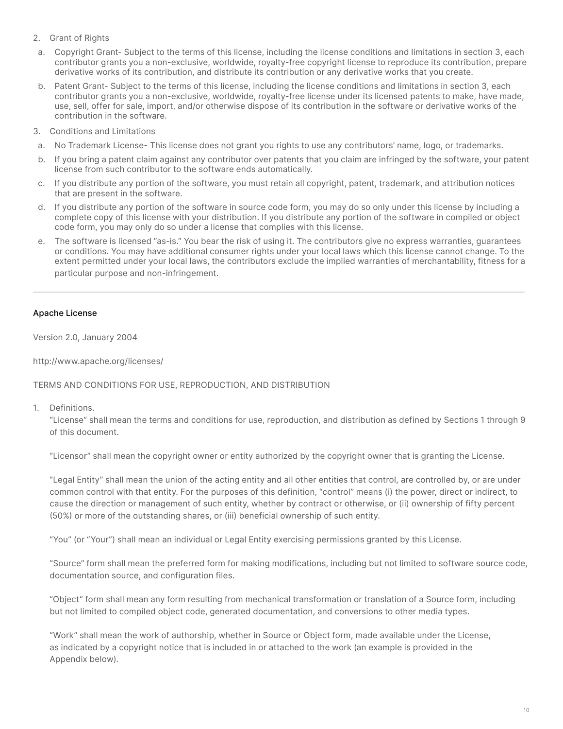2. Grant of Rights
   a. Copyright Grant- Subject to the terms of this license, including the license conditions and limitations in section 3, each contributor grants you a non-exclusive, worldwide, royalty-free copyright license to reproduce its contribution, prepare derivative works of its contribution, and distribute its contribution or any derivative works that you create.
   b. Patent Grant- Subject to the terms of this license, including the license conditions and limitations in section 3, each contributor grants you a non-exclusive, worldwide, royalty-free license under its licensed patents to make, have made, use, sell, offer for sale, import, and/or otherwise dispose of its contribution in the software or derivative works of the contribution in the software.
3. Conditions and Limitations
   a. No Trademark License- This license does not grant you rights to use any contributors' name, logo, or trademarks.
   b. If you bring a patent claim against any contributor over patents that you claim are infringed by the software, your patent license from such contributor to the software ends automatically.
   c. If you distribute any portion of the software, you must retain all copyright, patent, trademark, and attribution notices that are present in the software.
   d. If you distribute any portion of the software in source code form, you may do so only under this license by including a complete copy of this license with your distribution. If you distribute any portion of the software in compiled or object code form, you may only do so under a license that complies with this license.
   e. The software is licensed "as-is." You bear the risk of using it. The contributors give no express warranties, guarantees or conditions. You may have additional consumer rights under your local laws which this license cannot change. To the extent permitted under your local laws, the contributors exclude the implied warranties of merchantability, fitness for a particular purpose and non-infringement.

---

## Apache License

Version 2.0, January 2004

http://www.apache.org/licenses/

TERMS AND CONDITIONS FOR USE, REPRODUCTION, AND DISTRIBUTION

1. Definitions.

   "License" shall mean the terms and conditions for use, reproduction, and distribution as defined by Sections 1 through 9 of this document.

   "Licensor" shall mean the copyright owner or entity authorized by the copyright owner that is granting the License.

   "Legal Entity" shall mean the union of the acting entity and all other entities that control, are controlled by, or are under common control with that entity. For the purposes of this definition, "control" means (i) the power, direct or indirect, to cause the direction or management of such entity, whether by contract or otherwise, or (ii) ownership of fifty percent (50%) or more of the outstanding shares, or (iii) beneficial ownership of such entity.

   "You" (or "Your") shall mean an individual or Legal Entity exercising permissions granted by this License.

   "Source" form shall mean the preferred form for making modifications, including but not limited to software source code, documentation source, and configuration files.

   "Object" form shall mean any form resulting from mechanical transformation or translation of a Source form, including but not limited to compiled object code, generated documentation, and conversions to other media types.

   "Work" shall mean the work of authorship, whether in Source or Object form, made available under the License, as indicated by a copyright notice that is included in or attached to the work (an example is provided in the Appendix below).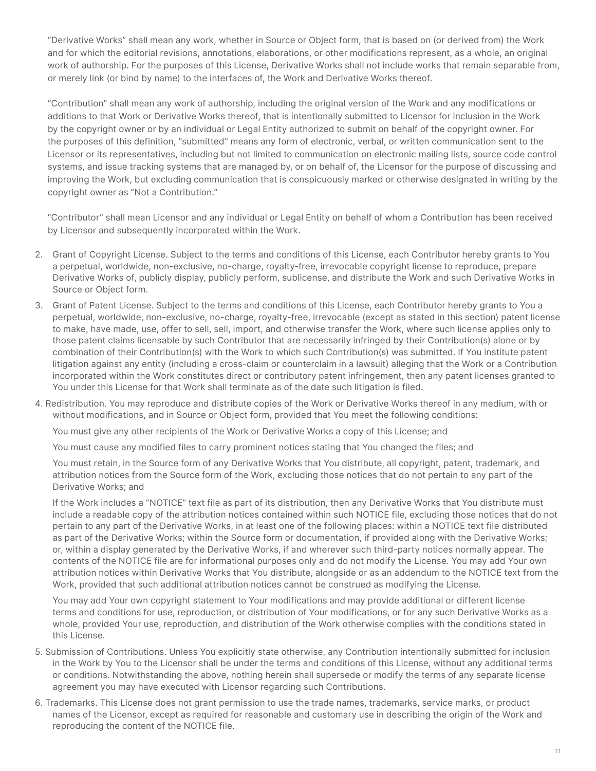"Derivative Works" shall mean any work, whether in Source or Object form, that is based on (or derived from) the Work and for which the editorial revisions, annotations, elaborations, or other modifications represent, as a whole, an original work of authorship. For the purposes of this License, Derivative Works shall not include works that remain separable from, or merely link (or bind by name) to the interfaces of, the Work and Derivative Works thereof.

"Contribution" shall mean any work of authorship, including the original version of the Work and any modifications or additions to that Work or Derivative Works thereof, that is intentionally submitted to Licensor for inclusion in the Work by the copyright owner or by an individual or Legal Entity authorized to submit on behalf of the copyright owner. For the purposes of this definition, "submitted" means any form of electronic, verbal, or written communication sent to the Licensor or its representatives, including but not limited to communication on electronic mailing lists, source code control systems, and issue tracking systems that are managed by, or on behalf of, the Licensor for the purpose of discussing and improving the Work, but excluding communication that is conspicuously marked or otherwise designated in writing by the copyright owner as "Not a Contribution."

"Contributor" shall mean Licensor and any individual or Legal Entity on behalf of whom a Contribution has been received by Licensor and subsequently incorporated within the Work.

2. Grant of Copyright License. Subject to the terms and conditions of this License, each Contributor hereby grants to You a perpetual, worldwide, non-exclusive, no-charge, royalty-free, irrevocable copyright license to reproduce, prepare Derivative Works of, publicly display, publicly perform, sublicense, and distribute the Work and such Derivative Works in Source or Object form.
3. Grant of Patent License. Subject to the terms and conditions of this License, each Contributor hereby grants to You a perpetual, worldwide, non-exclusive, no-charge, royalty-free, irrevocable (except as stated in this section) patent license to make, have made, use, offer to sell, sell, import, and otherwise transfer the Work, where such license applies only to those patent claims licensable by such Contributor that are necessarily infringed by their Contribution(s) alone or by combination of their Contribution(s) with the Work to which such Contribution(s) was submitted. If You institute patent litigation against any entity (including a cross-claim or counterclaim in a lawsuit) alleging that the Work or a Contribution incorporated within the Work constitutes direct or contributory patent infringement, then any patent licenses granted to You under this License for that Work shall terminate as of the date such litigation is filed.
4. Redistribution. You may reproduce and distribute copies of the Work or Derivative Works thereof in any medium, with or without modifications, and in Source or Object form, provided that You meet the following conditions:

   You must give any other recipients of the Work or Derivative Works a copy of this License; and

   You must cause any modified files to carry prominent notices stating that You changed the files; and

   You must retain, in the Source form of any Derivative Works that You distribute, all copyright, patent, trademark, and attribution notices from the Source form of the Work, excluding those notices that do not pertain to any part of the Derivative Works; and

   If the Work includes a "NOTICE" text file as part of its distribution, then any Derivative Works that You distribute must include a readable copy of the attribution notices contained within such NOTICE file, excluding those notices that do not pertain to any part of the Derivative Works, in at least one of the following places: within a NOTICE text file distributed as part of the Derivative Works; within the Source form or documentation, if provided along with the Derivative Works; or, within a display generated by the Derivative Works, if and wherever such third-party notices normally appear. The contents of the NOTICE file are for informational purposes only and do not modify the License. You may add Your own attribution notices within Derivative Works that You distribute, alongside or as an addendum to the NOTICE text from the Work, provided that such additional attribution notices cannot be construed as modifying the License.

   You may add Your own copyright statement to Your modifications and may provide additional or different license terms and conditions for use, reproduction, or distribution of Your modifications, or for any such Derivative Works as a whole, provided Your use, reproduction, and distribution of the Work otherwise complies with the conditions stated in this License.
5. Submission of Contributions. Unless You explicitly state otherwise, any Contribution intentionally submitted for inclusion in the Work by You to the Licensor shall be under the terms and conditions of this License, without any additional terms or conditions. Notwithstanding the above, nothing herein shall supersede or modify the terms of any separate license agreement you may have executed with Licensor regarding such Contributions.
6. Trademarks. This License does not grant permission to use the trade names, trademarks, service marks, or product names of the Licensor, except as required for reasonable and customary use in describing the origin of the Work and reproducing the content of the NOTICE file.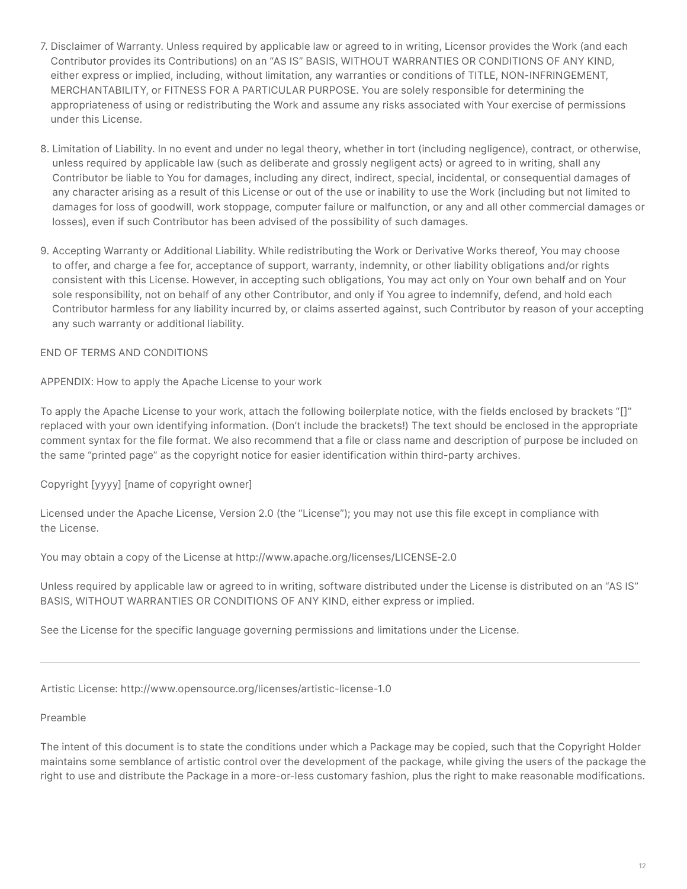7. Disclaimer of Warranty. Unless required by applicable law or agreed to in writing, Licensor provides the Work (and each Contributor provides its Contributions) on an "AS IS" BASIS, WITHOUT WARRANTIES OR CONDITIONS OF ANY KIND, either express or implied, including, without limitation, any warranties or conditions of TITLE, NON-INFRINGEMENT, MERCHANTABILITY, or FITNESS FOR A PARTICULAR PURPOSE. You are solely responsible for determining the appropriateness of using or redistributing the Work and assume any risks associated with Your exercise of permissions under this License.

8. Limitation of Liability. In no event and under no legal theory, whether in tort (including negligence), contract, or otherwise, unless required by applicable law (such as deliberate and grossly negligent acts) or agreed to in writing, shall any Contributor be liable to You for damages, including any direct, indirect, special, incidental, or consequential damages of any character arising as a result of this License or out of the use or inability to use the Work (including but not limited to damages for loss of goodwill, work stoppage, computer failure or malfunction, or any and all other commercial damages or losses), even if such Contributor has been advised of the possibility of such damages.

9. Accepting Warranty or Additional Liability. While redistributing the Work or Derivative Works thereof, You may choose to offer, and charge a fee for, acceptance of support, warranty, indemnity, or other liability obligations and/or rights consistent with this License. However, in accepting such obligations, You may act only on Your own behalf and on Your sole responsibility, not on behalf of any other Contributor, and only if You agree to indemnify, defend, and hold each Contributor harmless for any liability incurred by, or claims asserted against, such Contributor by reason of your accepting any such warranty or additional liability.

END OF TERMS AND CONDITIONS

APPENDIX: How to apply the Apache License to your work

To apply the Apache License to your work, attach the following boilerplate notice, with the fields enclosed by brackets "[]" replaced with your own identifying information. (Don't include the brackets!) The text should be enclosed in the appropriate comment syntax for the file format. We also recommend that a file or class name and description of purpose be included on the same "printed page" as the copyright notice for easier identification within third-party archives.

Copyright [yyyy] [name of copyright owner]

Licensed under the Apache License, Version 2.0 (the "License"); you may not use this file except in compliance with the License.

You may obtain a copy of the License at http://www.apache.org/licenses/LICENSE-2.0

Unless required by applicable law or agreed to in writing, software distributed under the License is distributed on an "AS IS" BASIS, WITHOUT WARRANTIES OR CONDITIONS OF ANY KIND, either express or implied.

See the License for the specific language governing permissions and limitations under the License.

---

Artistic License: http://www.opensource.org/licenses/artistic-license-1.0

Preamble

The intent of this document is to state the conditions under which a Package may be copied, such that the Copyright Holder maintains some semblance of artistic control over the development of the package, while giving the users of the package the right to use and distribute the Package in a more-or-less customary fashion, plus the right to make reasonable modifications.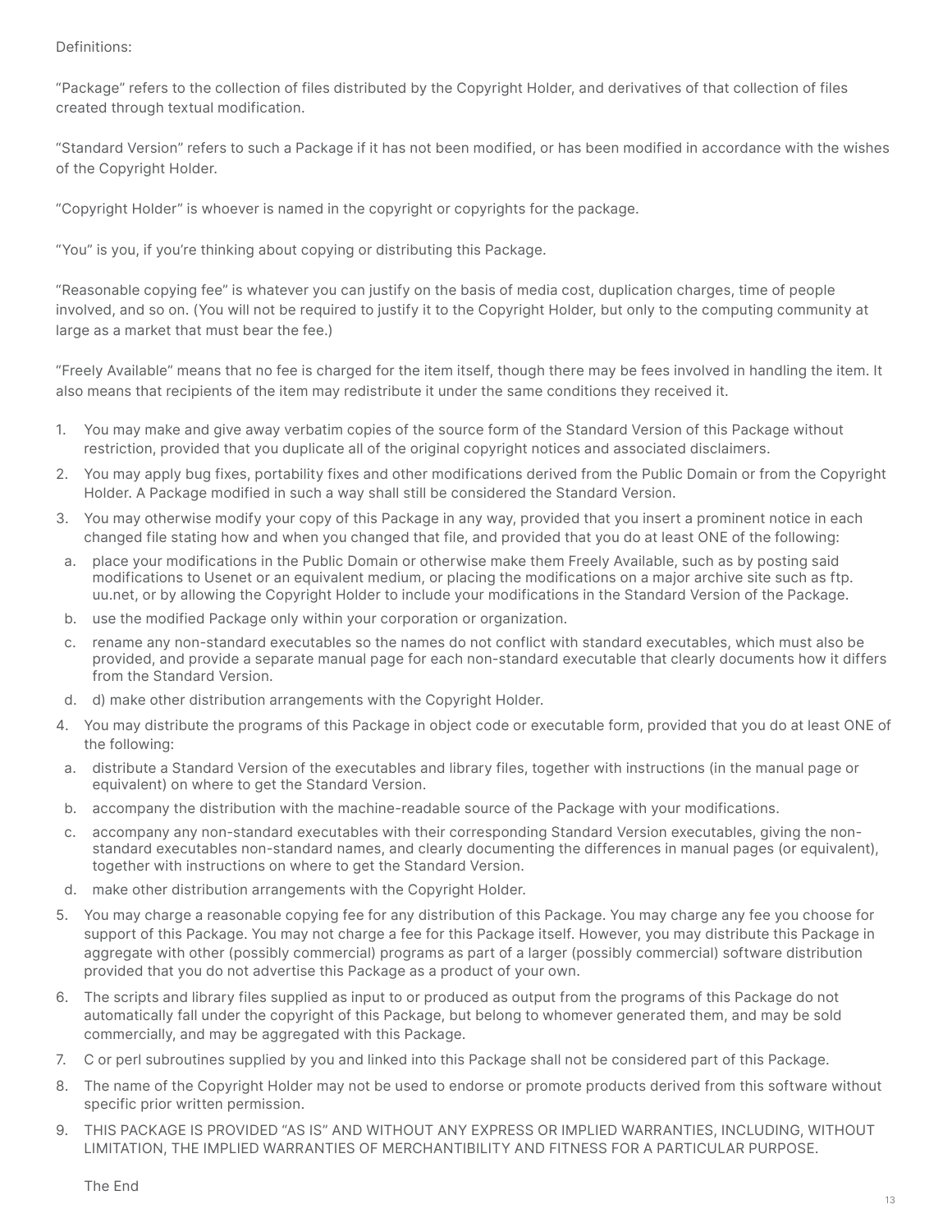Definitions:

“Package” refers to the collection of files distributed by the Copyright Holder, and derivatives of that collection of files created through textual modification.

“Standard Version” refers to such a Package if it has not been modified, or has been modified in accordance with the wishes of the Copyright Holder.

“Copyright Holder” is whoever is named in the copyright or copyrights for the package.

“You” is you, if you’re thinking about copying or distributing this Package.

“Reasonable copying fee” is whatever you can justify on the basis of media cost, duplication charges, time of people involved, and so on. (You will not be required to justify it to the Copyright Holder, but only to the computing community at large as a market that must bear the fee.)

“Freely Available” means that no fee is charged for the item itself, though there may be fees involved in handling the item. It also means that recipients of the item may redistribute it under the same conditions they received it.

1. You may make and give away verbatim copies of the source form of the Standard Version of this Package without restriction, provided that you duplicate all of the original copyright notices and associated disclaimers.
2. You may apply bug fixes, portability fixes and other modifications derived from the Public Domain or from the Copyright Holder. A Package modified in such a way shall still be considered the Standard Version.
3. You may otherwise modify your copy of this Package in any way, provided that you insert a prominent notice in each changed file stating how and when you changed that file, and provided that you do at least ONE of the following:
   a. place your modifications in the Public Domain or otherwise make them Freely Available, such as by posting said modifications to Usenet or an equivalent medium, or placing the modifications on a major archive site such as ftp.uu.net, or by allowing the Copyright Holder to include your modifications in the Standard Version of the Package.
   b. use the modified Package only within your corporation or organization.
   c. rename any non-standard executables so the names do not conflict with standard executables, which must also be provided, and provide a separate manual page for each non-standard executable that clearly documents how it differs from the Standard Version.
   d. d) make other distribution arrangements with the Copyright Holder.
4. You may distribute the programs of this Package in object code or executable form, provided that you do at least ONE of the following:
   a. distribute a Standard Version of the executables and library files, together with instructions (in the manual page or equivalent) on where to get the Standard Version.
   b. accompany the distribution with the machine-readable source of the Package with your modifications.
   c. accompany any non-standard executables with their corresponding Standard Version executables, giving the non-standard executables non-standard names, and clearly documenting the differences in manual pages (or equivalent), together with instructions on where to get the Standard Version.
   d. make other distribution arrangements with the Copyright Holder.
5. You may charge a reasonable copying fee for any distribution of this Package. You may charge any fee you choose for support of this Package. You may not charge a fee for this Package itself. However, you may distribute this Package in aggregate with other (possibly commercial) programs as part of a larger (possibly commercial) software distribution provided that you do not advertise this Package as a product of your own.
6. The scripts and library files supplied as input to or produced as output from the programs of this Package do not automatically fall under the copyright of this Package, but belong to whomever generated them, and may be sold commercially, and may be aggregated with this Package.
7. C or perl subroutines supplied by you and linked into this Package shall not be considered part of this Package.
8. The name of the Copyright Holder may not be used to endorse or promote products derived from this software without specific prior written permission.
9. THIS PACKAGE IS PROVIDED “AS IS” AND WITHOUT ANY EXPRESS OR IMPLIED WARRANTIES, INCLUDING, WITHOUT LIMITATION, THE IMPLIED WARRANTIES OF MERCHANTIBILITY AND FITNESS FOR A PARTICULAR PURPOSE.

The End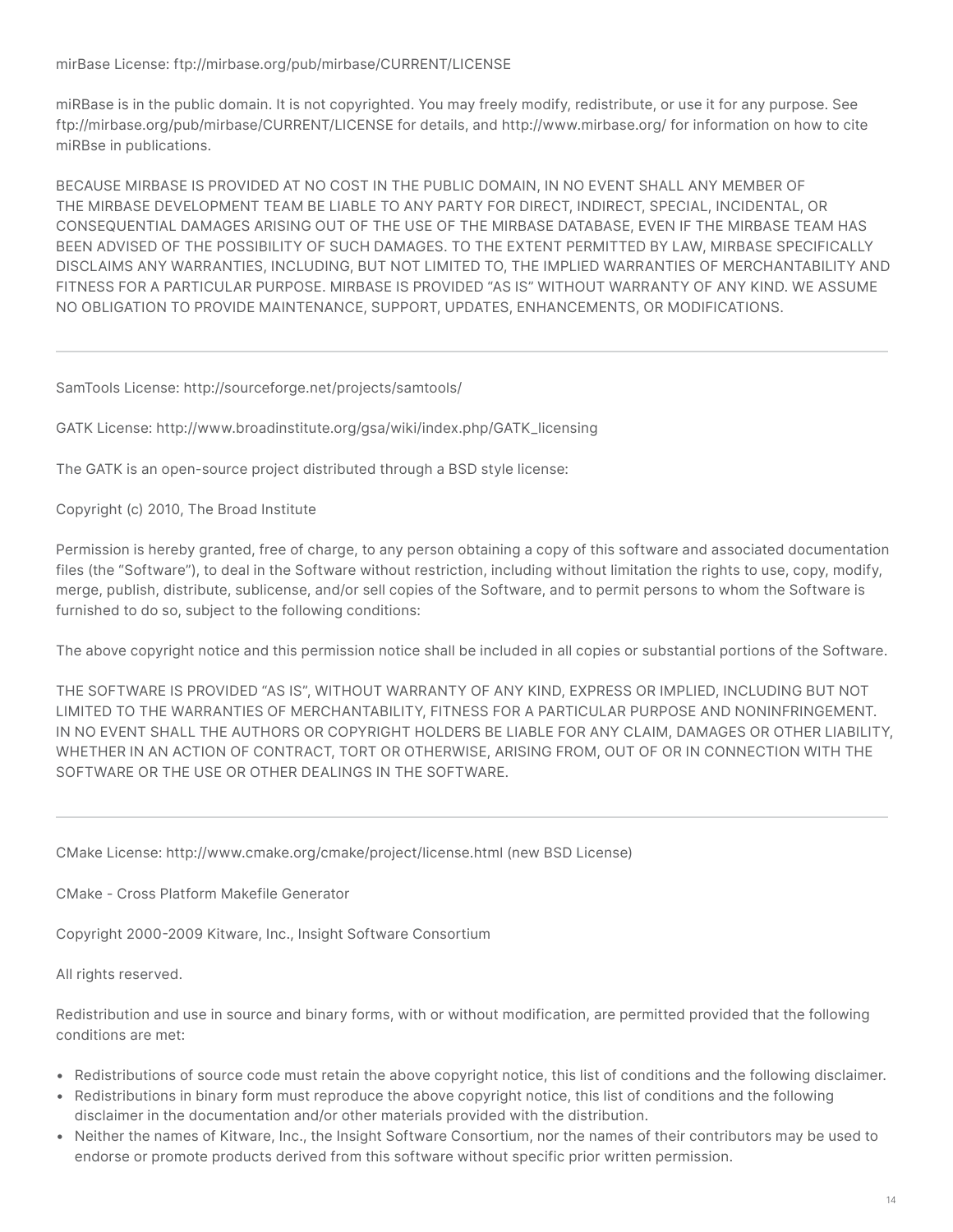mirBase License: ftp://mirbase.org/pub/mirbase/CURRENT/LICENSE

miRBase is in the public domain. It is not copyrighted. You may freely modify, redistribute, or use it for any purpose. See ftp://mirbase.org/pub/mirbase/CURRENT/LICENSE for details, and http://www.mirbase.org/ for information on how to cite miRBse in publications.

BECAUSE MIRBASE IS PROVIDED AT NO COST IN THE PUBLIC DOMAIN, IN NO EVENT SHALL ANY MEMBER OF THE MIRBASE DEVELOPMENT TEAM BE LIABLE TO ANY PARTY FOR DIRECT, INDIRECT, SPECIAL, INCIDENTAL, OR CONSEQUENTIAL DAMAGES ARISING OUT OF THE USE OF THE MIRBASE DATABASE, EVEN IF THE MIRBASE TEAM HAS BEEN ADVISED OF THE POSSIBILITY OF SUCH DAMAGES. TO THE EXTENT PERMITTED BY LAW, MIRBASE SPECIFICALLY DISCLAIMS ANY WARRANTIES, INCLUDING, BUT NOT LIMITED TO, THE IMPLIED WARRANTIES OF MERCHANTABILITY AND FITNESS FOR A PARTICULAR PURPOSE. MIRBASE IS PROVIDED "AS IS" WITHOUT WARRANTY OF ANY KIND. WE ASSUME NO OBLIGATION TO PROVIDE MAINTENANCE, SUPPORT, UPDATES, ENHANCEMENTS, OR MODIFICATIONS.

---

SamTools License: http://sourceforge.net/projects/samtools/

GATK License: http://www.broadinstitute.org/gsa/wiki/index.php/GATK_licensing

The GATK is an open-source project distributed through a BSD style license:

Copyright (c) 2010, The Broad Institute

Permission is hereby granted, free of charge, to any person obtaining a copy of this software and associated documentation files (the "Software"), to deal in the Software without restriction, including without limitation the rights to use, copy, modify, merge, publish, distribute, sublicense, and/or sell copies of the Software, and to permit persons to whom the Software is furnished to do so, subject to the following conditions:

The above copyright notice and this permission notice shall be included in all copies or substantial portions of the Software.

THE SOFTWARE IS PROVIDED "AS IS", WITHOUT WARRANTY OF ANY KIND, EXPRESS OR IMPLIED, INCLUDING BUT NOT LIMITED TO THE WARRANTIES OF MERCHANTABILITY, FITNESS FOR A PARTICULAR PURPOSE AND NONINFRINGEMENT. IN NO EVENT SHALL THE AUTHORS OR COPYRIGHT HOLDERS BE LIABLE FOR ANY CLAIM, DAMAGES OR OTHER LIABILITY, WHETHER IN AN ACTION OF CONTRACT, TORT OR OTHERWISE, ARISING FROM, OUT OF OR IN CONNECTION WITH THE SOFTWARE OR THE USE OR OTHER DEALINGS IN THE SOFTWARE.

---

CMake License: http://www.cmake.org/cmake/project/license.html (new BSD License)

CMake - Cross Platform Makefile Generator

Copyright 2000-2009 Kitware, Inc., Insight Software Consortium

All rights reserved.

Redistribution and use in source and binary forms, with or without modification, are permitted provided that the following conditions are met:

- Redistributions of source code must retain the above copyright notice, this list of conditions and the following disclaimer.
- Redistributions in binary form must reproduce the above copyright notice, this list of conditions and the following disclaimer in the documentation and/or other materials provided with the distribution.
- Neither the names of Kitware, Inc., the Insight Software Consortium, nor the names of their contributors may be used to endorse or promote products derived from this software without specific prior written permission.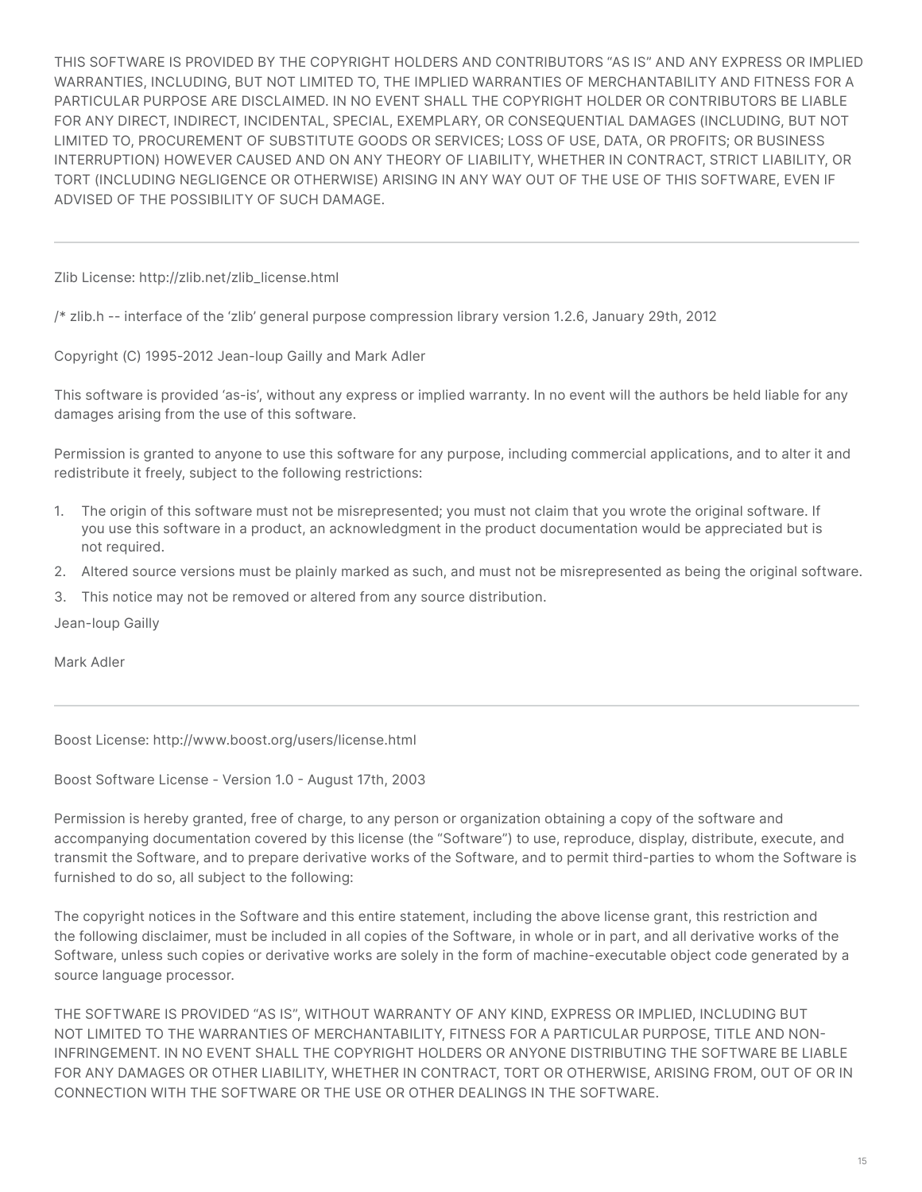THIS SOFTWARE IS PROVIDED BY THE COPYRIGHT HOLDERS AND CONTRIBUTORS "AS IS" AND ANY EXPRESS OR IMPLIED WARRANTIES, INCLUDING, BUT NOT LIMITED TO, THE IMPLIED WARRANTIES OF MERCHANTABILITY AND FITNESS FOR A PARTICULAR PURPOSE ARE DISCLAIMED. IN NO EVENT SHALL THE COPYRIGHT HOLDER OR CONTRIBUTORS BE LIABLE FOR ANY DIRECT, INDIRECT, INCIDENTAL, SPECIAL, EXEMPLARY, OR CONSEQUENTIAL DAMAGES (INCLUDING, BUT NOT LIMITED TO, PROCUREMENT OF SUBSTITUTE GOODS OR SERVICES; LOSS OF USE, DATA, OR PROFITS; OR BUSINESS INTERRUPTION) HOWEVER CAUSED AND ON ANY THEORY OF LIABILITY, WHETHER IN CONTRACT, STRICT LIABILITY, OR TORT (INCLUDING NEGLIGENCE OR OTHERWISE) ARISING IN ANY WAY OUT OF THE USE OF THIS SOFTWARE, EVEN IF ADVISED OF THE POSSIBILITY OF SUCH DAMAGE.

---

Zlib License: http://zlib.net/zlib_license.html

/* zlib.h -- interface of the 'zlib' general purpose compression library version 1.2.6, January 29th, 2012

Copyright (C) 1995-2012 Jean-loup Gailly and Mark Adler

This software is provided 'as-is', without any express or implied warranty. In no event will the authors be held liable for any damages arising from the use of this software.

Permission is granted to anyone to use this software for any purpose, including commercial applications, and to alter it and redistribute it freely, subject to the following restrictions:

1. The origin of this software must not be misrepresented; you must not claim that you wrote the original software. If you use this software in a product, an acknowledgment in the product documentation would be appreciated but is not required.
2. Altered source versions must be plainly marked as such, and must not be misrepresented as being the original software.
3. This notice may not be removed or altered from any source distribution.

Jean-loup Gailly

Mark Adler

---

Boost License: http://www.boost.org/users/license.html

Boost Software License - Version 1.0 - August 17th, 2003

Permission is hereby granted, free of charge, to any person or organization obtaining a copy of the software and accompanying documentation covered by this license (the "Software") to use, reproduce, display, distribute, execute, and transmit the Software, and to prepare derivative works of the Software, and to permit third-parties to whom the Software is furnished to do so, all subject to the following:

The copyright notices in the Software and this entire statement, including the above license grant, this restriction and the following disclaimer, must be included in all copies of the Software, in whole or in part, and all derivative works of the Software, unless such copies or derivative works are solely in the form of machine-executable object code generated by a source language processor.

THE SOFTWARE IS PROVIDED "AS IS", WITHOUT WARRANTY OF ANY KIND, EXPRESS OR IMPLIED, INCLUDING BUT NOT LIMITED TO THE WARRANTIES OF MERCHANTABILITY, FITNESS FOR A PARTICULAR PURPOSE, TITLE AND NON-INFRINGEMENT. IN NO EVENT SHALL THE COPYRIGHT HOLDERS OR ANYONE DISTRIBUTING THE SOFTWARE BE LIABLE FOR ANY DAMAGES OR OTHER LIABILITY, WHETHER IN CONTRACT, TORT OR OTHERWISE, ARISING FROM, OUT OF OR IN CONNECTION WITH THE SOFTWARE OR THE USE OR OTHER DEALINGS IN THE SOFTWARE.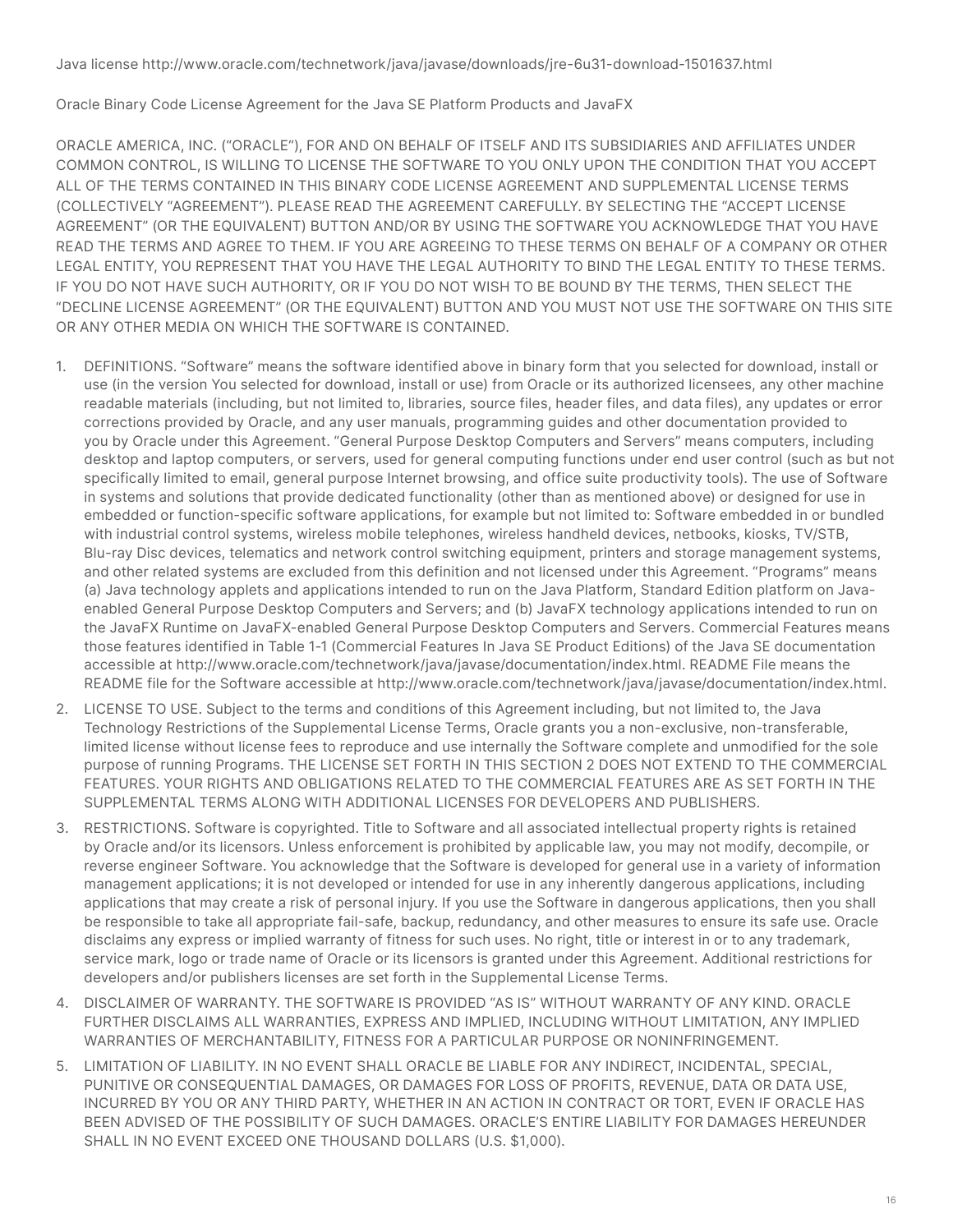Java license http://www.oracle.com/technetwork/java/javase/downloads/jre-6u31-download-1501637.html

Oracle Binary Code License Agreement for the Java SE Platform Products and JavaFX

ORACLE AMERICA, INC. ("ORACLE"), FOR AND ON BEHALF OF ITSELF AND ITS SUBSIDIARIES AND AFFILIATES UNDER COMMON CONTROL, IS WILLING TO LICENSE THE SOFTWARE TO YOU ONLY UPON THE CONDITION THAT YOU ACCEPT ALL OF THE TERMS CONTAINED IN THIS BINARY CODE LICENSE AGREEMENT AND SUPPLEMENTAL LICENSE TERMS (COLLECTIVELY "AGREEMENT"). PLEASE READ THE AGREEMENT CAREFULLY. BY SELECTING THE "ACCEPT LICENSE AGREEMENT" (OR THE EQUIVALENT) BUTTON AND/OR BY USING THE SOFTWARE YOU ACKNOWLEDGE THAT YOU HAVE READ THE TERMS AND AGREE TO THEM. IF YOU ARE AGREEING TO THESE TERMS ON BEHALF OF A COMPANY OR OTHER LEGAL ENTITY, YOU REPRESENT THAT YOU HAVE THE LEGAL AUTHORITY TO BIND THE LEGAL ENTITY TO THESE TERMS. IF YOU DO NOT HAVE SUCH AUTHORITY, OR IF YOU DO NOT WISH TO BE BOUND BY THE TERMS, THEN SELECT THE "DECLINE LICENSE AGREEMENT" (OR THE EQUIVALENT) BUTTON AND YOU MUST NOT USE THE SOFTWARE ON THIS SITE OR ANY OTHER MEDIA ON WHICH THE SOFTWARE IS CONTAINED.

1. DEFINITIONS. "Software" means the software identified above in binary form that you selected for download, install or use (in the version You selected for download, install or use) from Oracle or its authorized licensees, any other machine readable materials (including, but not limited to, libraries, source files, header files, and data files), any updates or error corrections provided by Oracle, and any user manuals, programming guides and other documentation provided to you by Oracle under this Agreement. "General Purpose Desktop Computers and Servers" means computers, including desktop and laptop computers, or servers, used for general computing functions under end user control (such as but not specifically limited to email, general purpose Internet browsing, and office suite productivity tools). The use of Software in systems and solutions that provide dedicated functionality (other than as mentioned above) or designed for use in embedded or function-specific software applications, for example but not limited to: Software embedded in or bundled with industrial control systems, wireless mobile telephones, wireless handheld devices, netbooks, kiosks, TV/STB, Blu-ray Disc devices, telematics and network control switching equipment, printers and storage management systems, and other related systems are excluded from this definition and not licensed under this Agreement. "Programs" means (a) Java technology applets and applications intended to run on the Java Platform, Standard Edition platform on Java-enabled General Purpose Desktop Computers and Servers; and (b) JavaFX technology applications intended to run on the JavaFX Runtime on JavaFX-enabled General Purpose Desktop Computers and Servers. Commercial Features means those features identified in Table 1-1 (Commercial Features In Java SE Product Editions) of the Java SE documentation accessible at http://www.oracle.com/technetwork/java/javase/documentation/index.html. README File means the README file for the Software accessible at http://www.oracle.com/technetwork/java/javase/documentation/index.html.
2. LICENSE TO USE. Subject to the terms and conditions of this Agreement including, but not limited to, the Java Technology Restrictions of the Supplemental License Terms, Oracle grants you a non-exclusive, non-transferable, limited license without license fees to reproduce and use internally the Software complete and unmodified for the sole purpose of running Programs. THE LICENSE SET FORTH IN THIS SECTION 2 DOES NOT EXTEND TO THE COMMERCIAL FEATURES. YOUR RIGHTS AND OBLIGATIONS RELATED TO THE COMMERCIAL FEATURES ARE AS SET FORTH IN THE SUPPLEMENTAL TERMS ALONG WITH ADDITIONAL LICENSES FOR DEVELOPERS AND PUBLISHERS.
3. RESTRICTIONS. Software is copyrighted. Title to Software and all associated intellectual property rights is retained by Oracle and/or its licensors. Unless enforcement is prohibited by applicable law, you may not modify, decompile, or reverse engineer Software. You acknowledge that the Software is developed for general use in a variety of information management applications; it is not developed or intended for use in any inherently dangerous applications, including applications that may create a risk of personal injury. If you use the Software in dangerous applications, then you shall be responsible to take all appropriate fail-safe, backup, redundancy, and other measures to ensure its safe use. Oracle disclaims any express or implied warranty of fitness for such uses. No right, title or interest in or to any trademark, service mark, logo or trade name of Oracle or its licensors is granted under this Agreement. Additional restrictions for developers and/or publishers licenses are set forth in the Supplemental License Terms.
4. DISCLAIMER OF WARRANTY. THE SOFTWARE IS PROVIDED "AS IS" WITHOUT WARRANTY OF ANY KIND. ORACLE FURTHER DISCLAIMS ALL WARRANTIES, EXPRESS AND IMPLIED, INCLUDING WITHOUT LIMITATION, ANY IMPLIED WARRANTIES OF MERCHANTABILITY, FITNESS FOR A PARTICULAR PURPOSE OR NONINFRINGEMENT.
5. LIMITATION OF LIABILITY. IN NO EVENT SHALL ORACLE BE LIABLE FOR ANY INDIRECT, INCIDENTAL, SPECIAL, PUNITIVE OR CONSEQUENTIAL DAMAGES, OR DAMAGES FOR LOSS OF PROFITS, REVENUE, DATA OR DATA USE, INCURRED BY YOU OR ANY THIRD PARTY, WHETHER IN AN ACTION IN CONTRACT OR TORT, EVEN IF ORACLE HAS BEEN ADVISED OF THE POSSIBILITY OF SUCH DAMAGES. ORACLE'S ENTIRE LIABILITY FOR DAMAGES HEREUNDER SHALL IN NO EVENT EXCEED ONE THOUSAND DOLLARS (U.S. $1,000).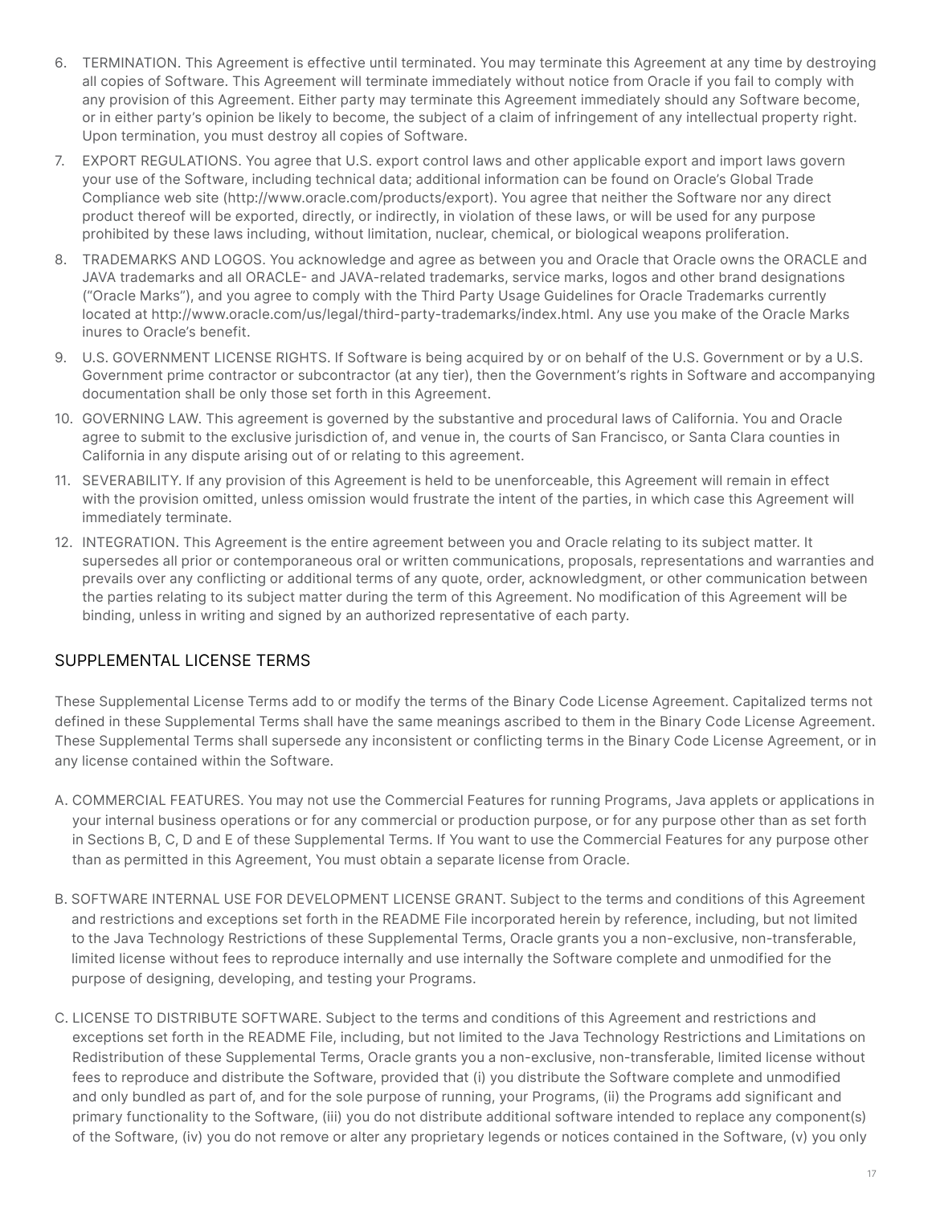6. TERMINATION. This Agreement is effective until terminated. You may terminate this Agreement at any time by destroying all copies of Software. This Agreement will terminate immediately without notice from Oracle if you fail to comply with any provision of this Agreement. Either party may terminate this Agreement immediately should any Software become, or in either party's opinion be likely to become, the subject of a claim of infringement of any intellectual property right. Upon termination, you must destroy all copies of Software.
7. EXPORT REGULATIONS. You agree that U.S. export control laws and other applicable export and import laws govern your use of the Software, including technical data; additional information can be found on Oracle's Global Trade Compliance web site (http://www.oracle.com/products/export). You agree that neither the Software nor any direct product thereof will be exported, directly, or indirectly, in violation of these laws, or will be used for any purpose prohibited by these laws including, without limitation, nuclear, chemical, or biological weapons proliferation.
8. TRADEMARKS AND LOGOS. You acknowledge and agree as between you and Oracle that Oracle owns the ORACLE and JAVA trademarks and all ORACLE- and JAVA-related trademarks, service marks, logos and other brand designations ("Oracle Marks"), and you agree to comply with the Third Party Usage Guidelines for Oracle Trademarks currently located at http://www.oracle.com/us/legal/third-party-trademarks/index.html. Any use you make of the Oracle Marks inures to Oracle's benefit.
9. U.S. GOVERNMENT LICENSE RIGHTS. If Software is being acquired by or on behalf of the U.S. Government or by a U.S. Government prime contractor or subcontractor (at any tier), then the Government's rights in Software and accompanying documentation shall be only those set forth in this Agreement.
10. GOVERNING LAW. This agreement is governed by the substantive and procedural laws of California. You and Oracle agree to submit to the exclusive jurisdiction of, and venue in, the courts of San Francisco, or Santa Clara counties in California in any dispute arising out of or relating to this agreement.
11. SEVERABILITY. If any provision of this Agreement is held to be unenforceable, this Agreement will remain in effect with the provision omitted, unless omission would frustrate the intent of the parties, in which case this Agreement will immediately terminate.
12. INTEGRATION. This Agreement is the entire agreement between you and Oracle relating to its subject matter. It supersedes all prior or contemporaneous oral or written communications, proposals, representations and warranties and prevails over any conflicting or additional terms of any quote, order, acknowledgment, or other communication between the parties relating to its subject matter during the term of this Agreement. No modification of this Agreement will be binding, unless in writing and signed by an authorized representative of each party.

## SUPPLEMENTAL LICENSE TERMS

These Supplemental License Terms add to or modify the terms of the Binary Code License Agreement. Capitalized terms not defined in these Supplemental Terms shall have the same meanings ascribed to them in the Binary Code License Agreement. These Supplemental Terms shall supersede any inconsistent or conflicting terms in the Binary Code License Agreement, or in any license contained within the Software.

A. COMMERCIAL FEATURES. You may not use the Commercial Features for running Programs, Java applets or applications in your internal business operations or for any commercial or production purpose, or for any purpose other than as set forth in Sections B, C, D and E of these Supplemental Terms. If You want to use the Commercial Features for any purpose other than as permitted in this Agreement, You must obtain a separate license from Oracle.

B. SOFTWARE INTERNAL USE FOR DEVELOPMENT LICENSE GRANT. Subject to the terms and conditions of this Agreement and restrictions and exceptions set forth in the README File incorporated herein by reference, including, but not limited to the Java Technology Restrictions of these Supplemental Terms, Oracle grants you a non-exclusive, non-transferable, limited license without fees to reproduce internally and use internally the Software complete and unmodified for the purpose of designing, developing, and testing your Programs.

C. LICENSE TO DISTRIBUTE SOFTWARE. Subject to the terms and conditions of this Agreement and restrictions and exceptions set forth in the README File, including, but not limited to the Java Technology Restrictions and Limitations on Redistribution of these Supplemental Terms, Oracle grants you a non-exclusive, non-transferable, limited license without fees to reproduce and distribute the Software, provided that (i) you distribute the Software complete and unmodified and only bundled as part of, and for the sole purpose of running, your Programs, (ii) the Programs add significant and primary functionality to the Software, (iii) you do not distribute additional software intended to replace any component(s) of the Software, (iv) you do not remove or alter any proprietary legends or notices contained in the Software, (v) you only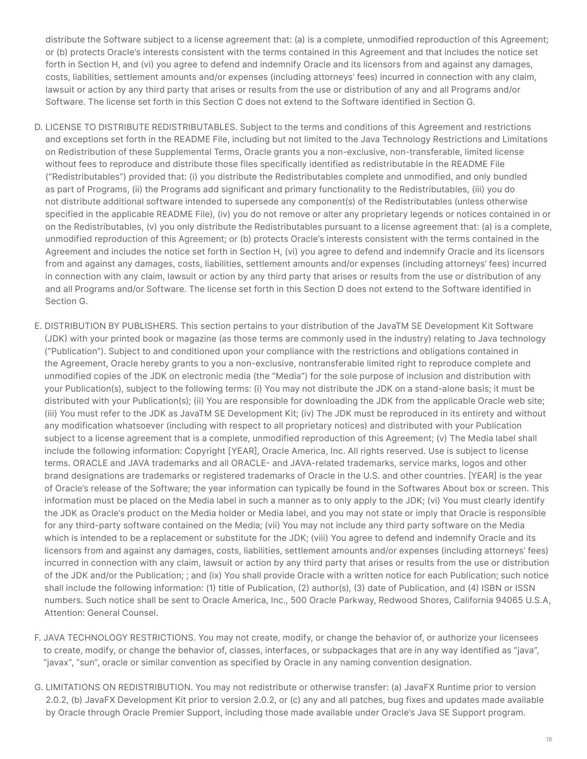distribute the Software subject to a license agreement that: (a) is a complete, unmodified reproduction of this Agreement; or (b) protects Oracle's interests consistent with the terms contained in this Agreement and that includes the notice set forth in Section H, and (vi) you agree to defend and indemnify Oracle and its licensors from and against any damages, costs, liabilities, settlement amounts and/or expenses (including attorneys' fees) incurred in connection with any claim, lawsuit or action by any third party that arises or results from the use or distribution of any and all Programs and/or Software. The license set forth in this Section C does not extend to the Software identified in Section G.

D. LICENSE TO DISTRIBUTE REDISTRIBUTABLES. Subject to the terms and conditions of this Agreement and restrictions and exceptions set forth in the README File, including but not limited to the Java Technology Restrictions and Limitations on Redistribution of these Supplemental Terms, Oracle grants you a non-exclusive, non-transferable, limited license without fees to reproduce and distribute those files specifically identified as redistributable in the README File ("Redistributables") provided that: (i) you distribute the Redistributables complete and unmodified, and only bundled as part of Programs, (ii) the Programs add significant and primary functionality to the Redistributables, (iii) you do not distribute additional software intended to supersede any component(s) of the Redistributables (unless otherwise specified in the applicable README File), (iv) you do not remove or alter any proprietary legends or notices contained in or on the Redistributables, (v) you only distribute the Redistributables pursuant to a license agreement that: (a) is a complete, unmodified reproduction of this Agreement; or (b) protects Oracle's interests consistent with the terms contained in the Agreement and includes the notice set forth in Section H, (vi) you agree to defend and indemnify Oracle and its licensors from and against any damages, costs, liabilities, settlement amounts and/or expenses (including attorneys' fees) incurred in connection with any claim, lawsuit or action by any third party that arises or results from the use or distribution of any and all Programs and/or Software. The license set forth in this Section D does not extend to the Software identified in Section G.

E. DISTRIBUTION BY PUBLISHERS. This section pertains to your distribution of the JavaTM SE Development Kit Software (JDK) with your printed book or magazine (as those terms are commonly used in the industry) relating to Java technology ("Publication"). Subject to and conditioned upon your compliance with the restrictions and obligations contained in the Agreement, Oracle hereby grants to you a non-exclusive, nontransferable limited right to reproduce complete and unmodified copies of the JDK on electronic media (the "Media") for the sole purpose of inclusion and distribution with your Publication(s), subject to the following terms: (i) You may not distribute the JDK on a stand-alone basis; it must be distributed with your Publication(s); (ii) You are responsible for downloading the JDK from the applicable Oracle web site; (iii) You must refer to the JDK as JavaTM SE Development Kit; (iv) The JDK must be reproduced in its entirety and without any modification whatsoever (including with respect to all proprietary notices) and distributed with your Publication subject to a license agreement that is a complete, unmodified reproduction of this Agreement; (v) The Media label shall include the following information: Copyright [YEAR], Oracle America, Inc. All rights reserved. Use is subject to license terms. ORACLE and JAVA trademarks and all ORACLE- and JAVA-related trademarks, service marks, logos and other brand designations are trademarks or registered trademarks of Oracle in the U.S. and other countries. [YEAR] is the year of Oracle's release of the Software; the year information can typically be found in the Softwares About box or screen. This information must be placed on the Media label in such a manner as to only apply to the JDK; (vi) You must clearly identify the JDK as Oracle's product on the Media holder or Media label, and you may not state or imply that Oracle is responsible for any third-party software contained on the Media; (vii) You may not include any third party software on the Media which is intended to be a replacement or substitute for the JDK; (viii) You agree to defend and indemnify Oracle and its licensors from and against any damages, costs, liabilities, settlement amounts and/or expenses (including attorneys' fees) incurred in connection with any claim, lawsuit or action by any third party that arises or results from the use or distribution of the JDK and/or the Publication; ; and (ix) You shall provide Oracle with a written notice for each Publication; such notice shall include the following information: (1) title of Publication, (2) author(s), (3) date of Publication, and (4) ISBN or ISSN numbers. Such notice shall be sent to Oracle America, Inc., 500 Oracle Parkway, Redwood Shores, California 94065 U.S.A, Attention: General Counsel.

F. JAVA TECHNOLOGY RESTRICTIONS. You may not create, modify, or change the behavior of, or authorize your licensees to create, modify, or change the behavior of, classes, interfaces, or subpackages that are in any way identified as "java", "javax", "sun", oracle or similar convention as specified by Oracle in any naming convention designation.

G. LIMITATIONS ON REDISTRIBUTION. You may not redistribute or otherwise transfer: (a) JavaFX Runtime prior to version 2.0.2, (b) JavaFX Development Kit prior to version 2.0.2, or (c) any and all patches, bug fixes and updates made available by Oracle through Oracle Premier Support, including those made available under Oracle's Java SE Support program.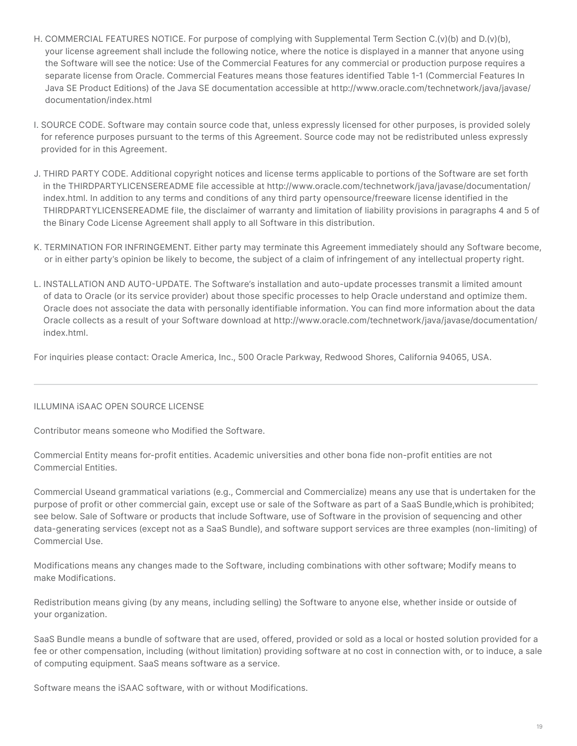H. COMMERCIAL FEATURES NOTICE. For purpose of complying with Supplemental Term Section C.(v)(b) and D.(v)(b), your license agreement shall include the following notice, where the notice is displayed in a manner that anyone using the Software will see the notice: Use of the Commercial Features for any commercial or production purpose requires a separate license from Oracle. Commercial Features means those features identified Table 1-1 (Commercial Features In Java SE Product Editions) of the Java SE documentation accessible at http://www.oracle.com/technetwork/java/javase/documentation/index.html

I. SOURCE CODE. Software may contain source code that, unless expressly licensed for other purposes, is provided solely for reference purposes pursuant to the terms of this Agreement. Source code may not be redistributed unless expressly provided for in this Agreement.

J. THIRD PARTY CODE. Additional copyright notices and license terms applicable to portions of the Software are set forth in the THIRDPARTYLICENSEREADME file accessible at http://www.oracle.com/technetwork/java/javase/documentation/index.html. In addition to any terms and conditions of any third party opensource/freeware license identified in the THIRDPARTYLICENSEREADME file, the disclaimer of warranty and limitation of liability provisions in paragraphs 4 and 5 of the Binary Code License Agreement shall apply to all Software in this distribution.

K. TERMINATION FOR INFRINGEMENT. Either party may terminate this Agreement immediately should any Software become, or in either party's opinion be likely to become, the subject of a claim of infringement of any intellectual property right.

L. INSTALLATION AND AUTO-UPDATE. The Software's installation and auto-update processes transmit a limited amount of data to Oracle (or its service provider) about those specific processes to help Oracle understand and optimize them. Oracle does not associate the data with personally identifiable information. You can find more information about the data Oracle collects as a result of your Software download at http://www.oracle.com/technetwork/java/javase/documentation/index.html.

For inquiries please contact: Oracle America, Inc., 500 Oracle Parkway, Redwood Shores, California 94065, USA.

---

ILLUMINA iSAAC OPEN SOURCE LICENSE

Contributor means someone who Modified the Software.

Commercial Entity means for-profit entities. Academic universities and other bona fide non-profit entities are not Commercial Entities.

Commercial Useand grammatical variations (e.g., Commercial and Commercialize) means any use that is undertaken for the purpose of profit or other commercial gain, except use or sale of the Software as part of a SaaS Bundle,which is prohibited; see below. Sale of Software or products that include Software, use of Software in the provision of sequencing and other data-generating services (except not as a SaaS Bundle), and software support services are three examples (non-limiting) of Commercial Use.

Modifications means any changes made to the Software, including combinations with other software; Modify means to make Modifications.

Redistribution means giving (by any means, including selling) the Software to anyone else, whether inside or outside of your organization.

SaaS Bundle means a bundle of software that are used, offered, provided or sold as a local or hosted solution provided for a fee or other compensation, including (without limitation) providing software at no cost in connection with, or to induce, a sale of computing equipment. SaaS means software as a service.

Software means the iSAAC software, with or without Modifications.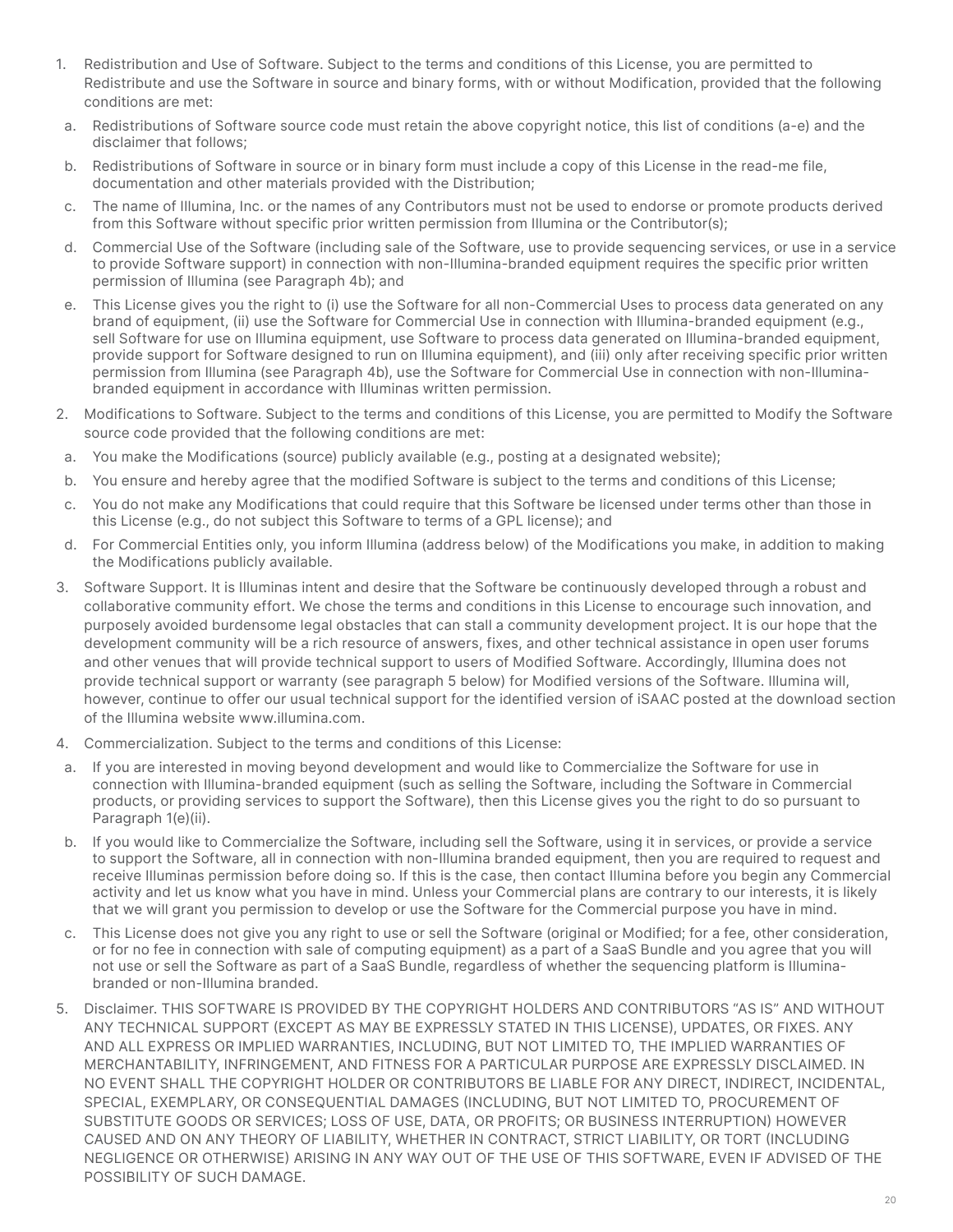1. Redistribution and Use of Software. Subject to the terms and conditions of this License, you are permitted to Redistribute and use the Software in source and binary forms, with or without Modification, provided that the following conditions are met:
   a. Redistributions of Software source code must retain the above copyright notice, this list of conditions (a-e) and the disclaimer that follows;
   b. Redistributions of Software in source or in binary form must include a copy of this License in the read-me file, documentation and other materials provided with the Distribution;
   c. The name of Illumina, Inc. or the names of any Contributors must not be used to endorse or promote products derived from this Software without specific prior written permission from Illumina or the Contributor(s);
   d. Commercial Use of the Software (including sale of the Software, use to provide sequencing services, or use in a service to provide Software support) in connection with non-Illumina-branded equipment requires the specific prior written permission of Illumina (see Paragraph 4b); and
   e. This License gives you the right to (i) use the Software for all non-Commercial Uses to process data generated on any brand of equipment, (ii) use the Software for Commercial Use in connection with Illumina-branded equipment (e.g., sell Software for use on Illumina equipment, use Software to process data generated on Illumina-branded equipment, provide support for Software designed to run on Illumina equipment), and (iii) only after receiving specific prior written permission from Illumina (see Paragraph 4b), use the Software for Commercial Use in connection with non-Illumina-branded equipment in accordance with Illuminas written permission.
2. Modifications to Software. Subject to the terms and conditions of this License, you are permitted to Modify the Software source code provided that the following conditions are met:
   a. You make the Modifications (source) publicly available (e.g., posting at a designated website);
   b. You ensure and hereby agree that the modified Software is subject to the terms and conditions of this License;
   c. You do not make any Modifications that could require that this Software be licensed under terms other than those in this License (e.g., do not subject this Software to terms of a GPL license); and
   d. For Commercial Entities only, you inform Illumina (address below) of the Modifications you make, in addition to making the Modifications publicly available.
3. Software Support. It is Illuminas intent and desire that the Software be continuously developed through a robust and collaborative community effort. We chose the terms and conditions in this License to encourage such innovation, and purposely avoided burdensome legal obstacles that can stall a community development project. It is our hope that the development community will be a rich resource of answers, fixes, and other technical assistance in open user forums and other venues that will provide technical support to users of Modified Software. Accordingly, Illumina does not provide technical support or warranty (see paragraph 5 below) for Modified versions of the Software. Illumina will, however, continue to offer our usual technical support for the identified version of iSAAC posted at the download section of the Illumina website www.illumina.com.
4. Commercialization. Subject to the terms and conditions of this License:
   a. If you are interested in moving beyond development and would like to Commercialize the Software for use in connection with Illumina-branded equipment (such as selling the Software, including the Software in Commercial products, or providing services to support the Software), then this License gives you the right to do so pursuant to Paragraph 1(e)(ii).
   b. If you would like to Commercialize the Software, including sell the Software, using it in services, or provide a service to support the Software, all in connection with non-Illumina branded equipment, then you are required to request and receive Illuminas permission before doing so. If this is the case, then contact Illumina before you begin any Commercial activity and let us know what you have in mind. Unless your Commercial plans are contrary to our interests, it is likely that we will grant you permission to develop or use the Software for the Commercial purpose you have in mind.
   c. This License does not give you any right to use or sell the Software (original or Modified; for a fee, other consideration, or for no fee in connection with sale of computing equipment) as a part of a SaaS Bundle and you agree that you will not use or sell the Software as part of a SaaS Bundle, regardless of whether the sequencing platform is Illumina-branded or non-Illumina branded.
5. Disclaimer. THIS SOFTWARE IS PROVIDED BY THE COPYRIGHT HOLDERS AND CONTRIBUTORS "AS IS" AND WITHOUT ANY TECHNICAL SUPPORT (EXCEPT AS MAY BE EXPRESSLY STATED IN THIS LICENSE), UPDATES, OR FIXES. ANY AND ALL EXPRESS OR IMPLIED WARRANTIES, INCLUDING, BUT NOT LIMITED TO, THE IMPLIED WARRANTIES OF MERCHANTABILITY, INFRINGEMENT, AND FITNESS FOR A PARTICULAR PURPOSE ARE EXPRESSLY DISCLAIMED. IN NO EVENT SHALL THE COPYRIGHT HOLDER OR CONTRIBUTORS BE LIABLE FOR ANY DIRECT, INDIRECT, INCIDENTAL, SPECIAL, EXEMPLARY, OR CONSEQUENTIAL DAMAGES (INCLUDING, BUT NOT LIMITED TO, PROCUREMENT OF SUBSTITUTE GOODS OR SERVICES; LOSS OF USE, DATA, OR PROFITS; OR BUSINESS INTERRUPTION) HOWEVER CAUSED AND ON ANY THEORY OF LIABILITY, WHETHER IN CONTRACT, STRICT LIABILITY, OR TORT (INCLUDING NEGLIGENCE OR OTHERWISE) ARISING IN ANY WAY OUT OF THE USE OF THIS SOFTWARE, EVEN IF ADVISED OF THE POSSIBILITY OF SUCH DAMAGE.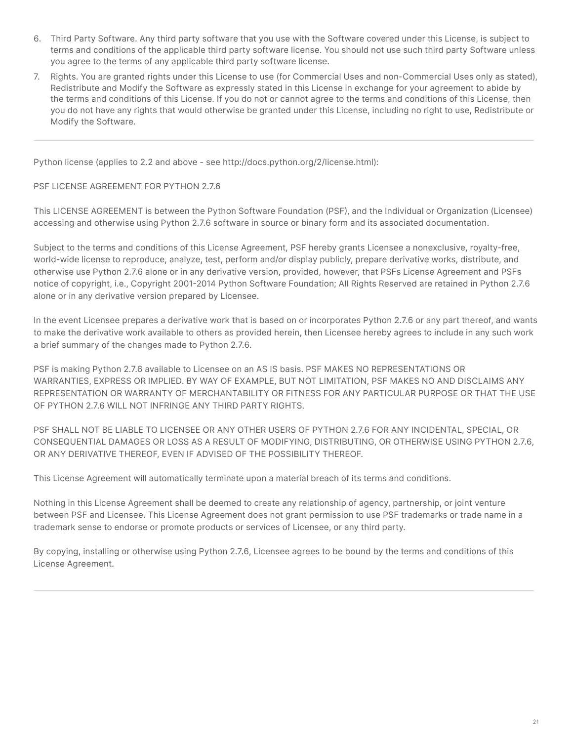6. Third Party Software. Any third party software that you use with the Software covered under this License, is subject to terms and conditions of the applicable third party software license. You should not use such third party Software unless you agree to the terms of any applicable third party software license.
7. Rights. You are granted rights under this License to use (for Commercial Uses and non-Commercial Uses only as stated), Redistribute and Modify the Software as expressly stated in this License in exchange for your agreement to abide by the terms and conditions of this License. If you do not or cannot agree to the terms and conditions of this License, then you do not have any rights that would otherwise be granted under this License, including no right to use, Redistribute or Modify the Software.

---

Python license (applies to 2.2 and above - see http://docs.python.org/2/license.html):

PSF LICENSE AGREEMENT FOR PYTHON 2.7.6

This LICENSE AGREEMENT is between the Python Software Foundation (PSF), and the Individual or Organization (Licensee) accessing and otherwise using Python 2.7.6 software in source or binary form and its associated documentation.

Subject to the terms and conditions of this License Agreement, PSF hereby grants Licensee a nonexclusive, royalty-free, world-wide license to reproduce, analyze, test, perform and/or display publicly, prepare derivative works, distribute, and otherwise use Python 2.7.6 alone or in any derivative version, provided, however, that PSFs License Agreement and PSFs notice of copyright, i.e., Copyright 2001-2014 Python Software Foundation; All Rights Reserved are retained in Python 2.7.6 alone or in any derivative version prepared by Licensee.

In the event Licensee prepares a derivative work that is based on or incorporates Python 2.7.6 or any part thereof, and wants to make the derivative work available to others as provided herein, then Licensee hereby agrees to include in any such work a brief summary of the changes made to Python 2.7.6.

PSF is making Python 2.7.6 available to Licensee on an AS IS basis. PSF MAKES NO REPRESENTATIONS OR WARRANTIES, EXPRESS OR IMPLIED. BY WAY OF EXAMPLE, BUT NOT LIMITATION, PSF MAKES NO AND DISCLAIMS ANY REPRESENTATION OR WARRANTY OF MERCHANTABILITY OR FITNESS FOR ANY PARTICULAR PURPOSE OR THAT THE USE OF PYTHON 2.7.6 WILL NOT INFRINGE ANY THIRD PARTY RIGHTS.

PSF SHALL NOT BE LIABLE TO LICENSEE OR ANY OTHER USERS OF PYTHON 2.7.6 FOR ANY INCIDENTAL, SPECIAL, OR CONSEQUENTIAL DAMAGES OR LOSS AS A RESULT OF MODIFYING, DISTRIBUTING, OR OTHERWISE USING PYTHON 2.7.6, OR ANY DERIVATIVE THEREOF, EVEN IF ADVISED OF THE POSSIBILITY THEREOF.

This License Agreement will automatically terminate upon a material breach of its terms and conditions.

Nothing in this License Agreement shall be deemed to create any relationship of agency, partnership, or joint venture between PSF and Licensee. This License Agreement does not grant permission to use PSF trademarks or trade name in a trademark sense to endorse or promote products or services of Licensee, or any third party.

By copying, installing or otherwise using Python 2.7.6, Licensee agrees to be bound by the terms and conditions of this License Agreement.

---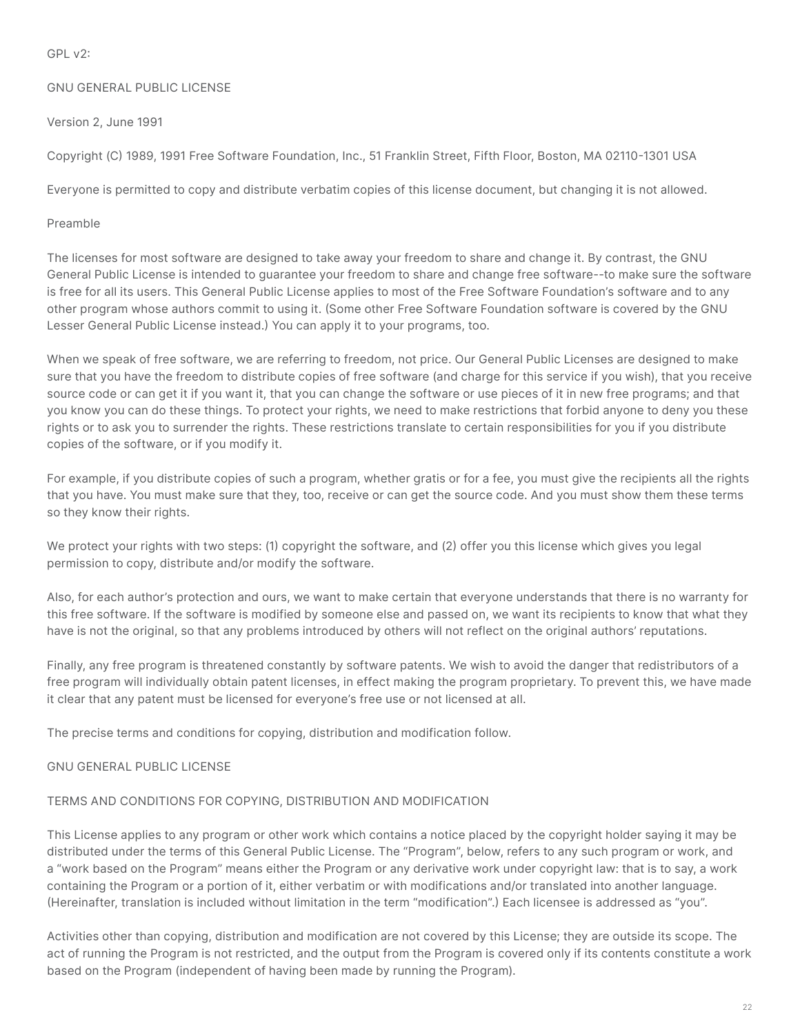GPL v2:

GNU GENERAL PUBLIC LICENSE

Version 2, June 1991

Copyright (C) 1989, 1991 Free Software Foundation, Inc., 51 Franklin Street, Fifth Floor, Boston, MA 02110-1301 USA

Everyone is permitted to copy and distribute verbatim copies of this license document, but changing it is not allowed.

Preamble

The licenses for most software are designed to take away your freedom to share and change it. By contrast, the GNU General Public License is intended to guarantee your freedom to share and change free software--to make sure the software is free for all its users. This General Public License applies to most of the Free Software Foundation's software and to any other program whose authors commit to using it. (Some other Free Software Foundation software is covered by the GNU Lesser General Public License instead.) You can apply it to your programs, too.

When we speak of free software, we are referring to freedom, not price. Our General Public Licenses are designed to make sure that you have the freedom to distribute copies of free software (and charge for this service if you wish), that you receive source code or can get it if you want it, that you can change the software or use pieces of it in new free programs; and that you know you can do these things. To protect your rights, we need to make restrictions that forbid anyone to deny you these rights or to ask you to surrender the rights. These restrictions translate to certain responsibilities for you if you distribute copies of the software, or if you modify it.

For example, if you distribute copies of such a program, whether gratis or for a fee, you must give the recipients all the rights that you have. You must make sure that they, too, receive or can get the source code. And you must show them these terms so they know their rights.

We protect your rights with two steps: (1) copyright the software, and (2) offer you this license which gives you legal permission to copy, distribute and/or modify the software.

Also, for each author's protection and ours, we want to make certain that everyone understands that there is no warranty for this free software. If the software is modified by someone else and passed on, we want its recipients to know that what they have is not the original, so that any problems introduced by others will not reflect on the original authors' reputations.

Finally, any free program is threatened constantly by software patents. We wish to avoid the danger that redistributors of a free program will individually obtain patent licenses, in effect making the program proprietary. To prevent this, we have made it clear that any patent must be licensed for everyone's free use or not licensed at all.

The precise terms and conditions for copying, distribution and modification follow.

GNU GENERAL PUBLIC LICENSE

TERMS AND CONDITIONS FOR COPYING, DISTRIBUTION AND MODIFICATION

This License applies to any program or other work which contains a notice placed by the copyright holder saying it may be distributed under the terms of this General Public License. The "Program", below, refers to any such program or work, and a "work based on the Program" means either the Program or any derivative work under copyright law: that is to say, a work containing the Program or a portion of it, either verbatim or with modifications and/or translated into another language. (Hereinafter, translation is included without limitation in the term "modification".) Each licensee is addressed as "you".

Activities other than copying, distribution and modification are not covered by this License; they are outside its scope. The act of running the Program is not restricted, and the output from the Program is covered only if its contents constitute a work based on the Program (independent of having been made by running the Program).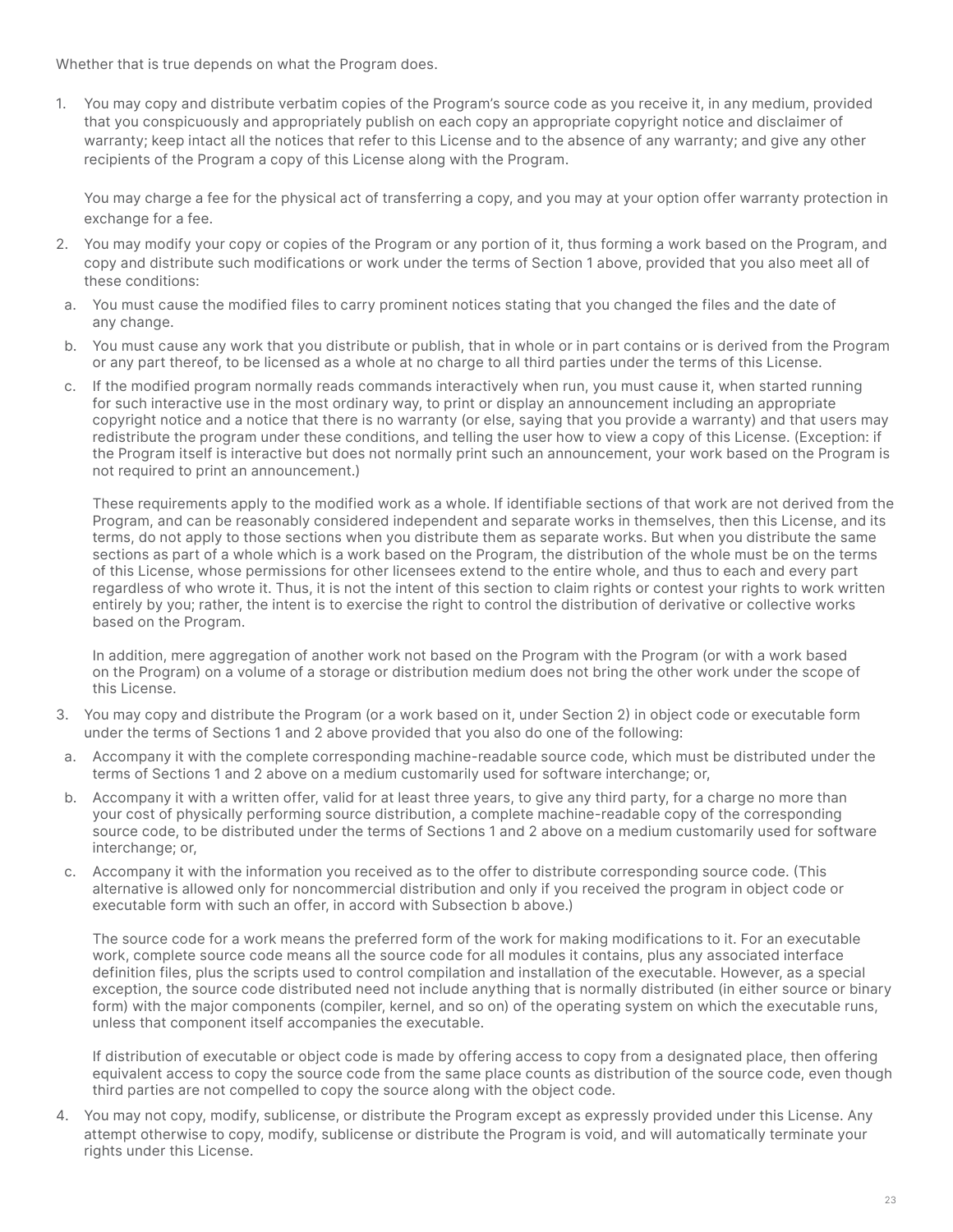Whether that is true depends on what the Program does.

1. You may copy and distribute verbatim copies of the Program's source code as you receive it, in any medium, provided that you conspicuously and appropriately publish on each copy an appropriate copyright notice and disclaimer of warranty; keep intact all the notices that refer to this License and to the absence of any warranty; and give any other recipients of the Program a copy of this License along with the Program.

   You may charge a fee for the physical act of transferring a copy, and you may at your option offer warranty protection in exchange for a fee.

2. You may modify your copy or copies of the Program or any portion of it, thus forming a work based on the Program, and copy and distribute such modifications or work under the terms of Section 1 above, provided that you also meet all of these conditions:

   a. You must cause the modified files to carry prominent notices stating that you changed the files and the date of any change.

   b. You must cause any work that you distribute or publish, that in whole or in part contains or is derived from the Program or any part thereof, to be licensed as a whole at no charge to all third parties under the terms of this License.

   c. If the modified program normally reads commands interactively when run, you must cause it, when started running for such interactive use in the most ordinary way, to print or display an announcement including an appropriate copyright notice and a notice that there is no warranty (or else, saying that you provide a warranty) and that users may redistribute the program under these conditions, and telling the user how to view a copy of this License. (Exception: if the Program itself is interactive but does not normally print such an announcement, your work based on the Program is not required to print an announcement.)

   These requirements apply to the modified work as a whole. If identifiable sections of that work are not derived from the Program, and can be reasonably considered independent and separate works in themselves, then this License, and its terms, do not apply to those sections when you distribute them as separate works. But when you distribute the same sections as part of a whole which is a work based on the Program, the distribution of the whole must be on the terms of this License, whose permissions for other licensees extend to the entire whole, and thus to each and every part regardless of who wrote it. Thus, it is not the intent of this section to claim rights or contest your rights to work written entirely by you; rather, the intent is to exercise the right to control the distribution of derivative or collective works based on the Program.

   In addition, mere aggregation of another work not based on the Program with the Program (or with a work based on the Program) on a volume of a storage or distribution medium does not bring the other work under the scope of this License.

3. You may copy and distribute the Program (or a work based on it, under Section 2) in object code or executable form under the terms of Sections 1 and 2 above provided that you also do one of the following:

   a. Accompany it with the complete corresponding machine-readable source code, which must be distributed under the terms of Sections 1 and 2 above on a medium customarily used for software interchange; or,

   b. Accompany it with a written offer, valid for at least three years, to give any third party, for a charge no more than your cost of physically performing source distribution, a complete machine-readable copy of the corresponding source code, to be distributed under the terms of Sections 1 and 2 above on a medium customarily used for software interchange; or,

   c. Accompany it with the information you received as to the offer to distribute corresponding source code. (This alternative is allowed only for noncommercial distribution and only if you received the program in object code or executable form with such an offer, in accord with Subsection b above.)

   The source code for a work means the preferred form of the work for making modifications to it. For an executable work, complete source code means all the source code for all modules it contains, plus any associated interface definition files, plus the scripts used to control compilation and installation of the executable. However, as a special exception, the source code distributed need not include anything that is normally distributed (in either source or binary form) with the major components (compiler, kernel, and so on) of the operating system on which the executable runs, unless that component itself accompanies the executable.

   If distribution of executable or object code is made by offering access to copy from a designated place, then offering equivalent access to copy the source code from the same place counts as distribution of the source code, even though third parties are not compelled to copy the source along with the object code.

4. You may not copy, modify, sublicense, or distribute the Program except as expressly provided under this License. Any attempt otherwise to copy, modify, sublicense or distribute the Program is void, and will automatically terminate your rights under this License.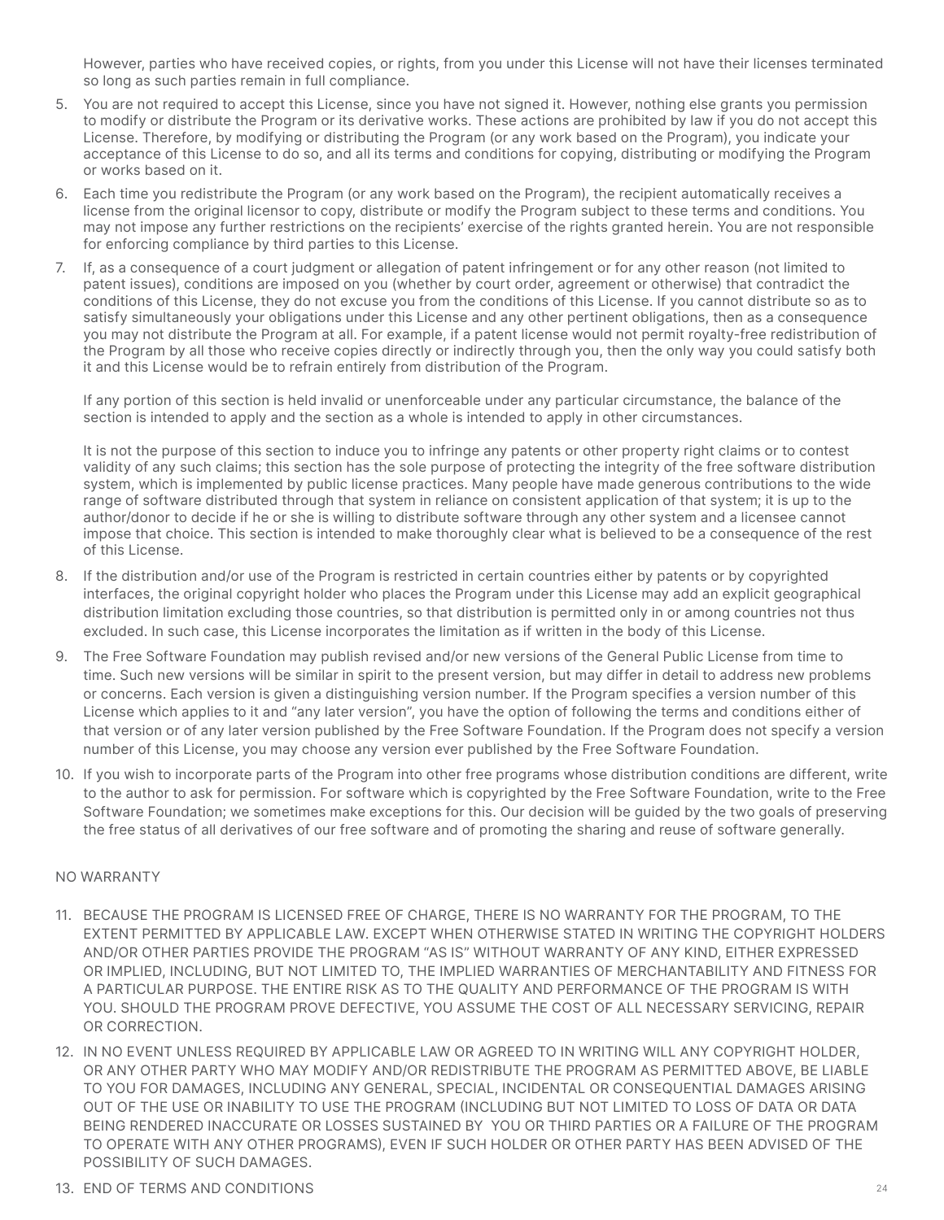However, parties who have received copies, or rights, from you under this License will not have their licenses terminated so long as such parties remain in full compliance.

5. You are not required to accept this License, since you have not signed it. However, nothing else grants you permission to modify or distribute the Program or its derivative works. These actions are prohibited by law if you do not accept this License. Therefore, by modifying or distributing the Program (or any work based on the Program), you indicate your acceptance of this License to do so, and all its terms and conditions for copying, distributing or modifying the Program or works based on it.

6. Each time you redistribute the Program (or any work based on the Program), the recipient automatically receives a license from the original licensor to copy, distribute or modify the Program subject to these terms and conditions. You may not impose any further restrictions on the recipients' exercise of the rights granted herein. You are not responsible for enforcing compliance by third parties to this License.

7. If, as a consequence of a court judgment or allegation of patent infringement or for any other reason (not limited to patent issues), conditions are imposed on you (whether by court order, agreement or otherwise) that contradict the conditions of this License, they do not excuse you from the conditions of this License. If you cannot distribute so as to satisfy simultaneously your obligations under this License and any other pertinent obligations, then as a consequence you may not distribute the Program at all. For example, if a patent license would not permit royalty-free redistribution of the Program by all those who receive copies directly or indirectly through you, then the only way you could satisfy both it and this License would be to refrain entirely from distribution of the Program.

   If any portion of this section is held invalid or unenforceable under any particular circumstance, the balance of the section is intended to apply and the section as a whole is intended to apply in other circumstances.

   It is not the purpose of this section to induce you to infringe any patents or other property right claims or to contest validity of any such claims; this section has the sole purpose of protecting the integrity of the free software distribution system, which is implemented by public license practices. Many people have made generous contributions to the wide range of software distributed through that system in reliance on consistent application of that system; it is up to the author/donor to decide if he or she is willing to distribute software through any other system and a licensee cannot impose that choice. This section is intended to make thoroughly clear what is believed to be a consequence of the rest of this License.

8. If the distribution and/or use of the Program is restricted in certain countries either by patents or by copyrighted interfaces, the original copyright holder who places the Program under this License may add an explicit geographical distribution limitation excluding those countries, so that distribution is permitted only in or among countries not thus excluded. In such case, this License incorporates the limitation as if written in the body of this License.

9. The Free Software Foundation may publish revised and/or new versions of the General Public License from time to time. Such new versions will be similar in spirit to the present version, but may differ in detail to address new problems or concerns. Each version is given a distinguishing version number. If the Program specifies a version number of this License which applies to it and "any later version", you have the option of following the terms and conditions either of that version or of any later version published by the Free Software Foundation. If the Program does not specify a version number of this License, you may choose any version ever published by the Free Software Foundation.

10. If you wish to incorporate parts of the Program into other free programs whose distribution conditions are different, write to the author to ask for permission. For software which is copyrighted by the Free Software Foundation, write to the Free Software Foundation; we sometimes make exceptions for this. Our decision will be guided by the two goals of preserving the free status of all derivatives of our free software and of promoting the sharing and reuse of software generally.

NO WARRANTY

11. BECAUSE THE PROGRAM IS LICENSED FREE OF CHARGE, THERE IS NO WARRANTY FOR THE PROGRAM, TO THE EXTENT PERMITTED BY APPLICABLE LAW. EXCEPT WHEN OTHERWISE STATED IN WRITING THE COPYRIGHT HOLDERS AND/OR OTHER PARTIES PROVIDE THE PROGRAM "AS IS" WITHOUT WARRANTY OF ANY KIND, EITHER EXPRESSED OR IMPLIED, INCLUDING, BUT NOT LIMITED TO, THE IMPLIED WARRANTIES OF MERCHANTABILITY AND FITNESS FOR A PARTICULAR PURPOSE. THE ENTIRE RISK AS TO THE QUALITY AND PERFORMANCE OF THE PROGRAM IS WITH YOU. SHOULD THE PROGRAM PROVE DEFECTIVE, YOU ASSUME THE COST OF ALL NECESSARY SERVICING, REPAIR OR CORRECTION.

12. IN NO EVENT UNLESS REQUIRED BY APPLICABLE LAW OR AGREED TO IN WRITING WILL ANY COPYRIGHT HOLDER, OR ANY OTHER PARTY WHO MAY MODIFY AND/OR REDISTRIBUTE THE PROGRAM AS PERMITTED ABOVE, BE LIABLE TO YOU FOR DAMAGES, INCLUDING ANY GENERAL, SPECIAL, INCIDENTAL OR CONSEQUENTIAL DAMAGES ARISING OUT OF THE USE OR INABILITY TO USE THE PROGRAM (INCLUDING BUT NOT LIMITED TO LOSS OF DATA OR DATA BEING RENDERED INACCURATE OR LOSSES SUSTAINED BY YOU OR THIRD PARTIES OR A FAILURE OF THE PROGRAM TO OPERATE WITH ANY OTHER PROGRAMS), EVEN IF SUCH HOLDER OR OTHER PARTY HAS BEEN ADVISED OF THE POSSIBILITY OF SUCH DAMAGES.

13. END OF TERMS AND CONDITIONS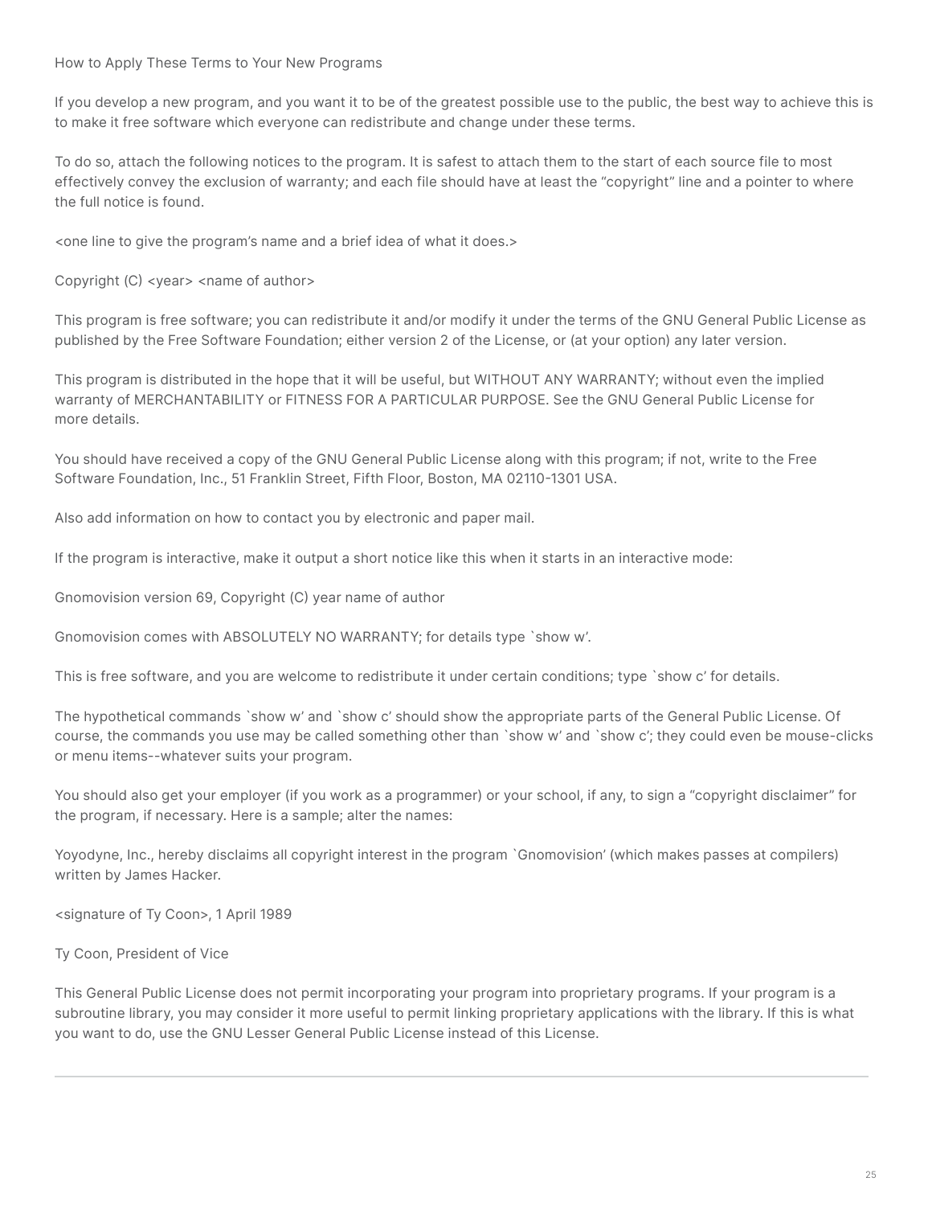How to Apply These Terms to Your New Programs

If you develop a new program, and you want it to be of the greatest possible use to the public, the best way to achieve this is to make it free software which everyone can redistribute and change under these terms.

To do so, attach the following notices to the program. It is safest to attach them to the start of each source file to most effectively convey the exclusion of warranty; and each file should have at least the "copyright" line and a pointer to where the full notice is found.

<one line to give the program's name and a brief idea of what it does.>

Copyright (C) <year> <name of author>

This program is free software; you can redistribute it and/or modify it under the terms of the GNU General Public License as published by the Free Software Foundation; either version 2 of the License, or (at your option) any later version.

This program is distributed in the hope that it will be useful, but WITHOUT ANY WARRANTY; without even the implied warranty of MERCHANTABILITY or FITNESS FOR A PARTICULAR PURPOSE. See the GNU General Public License for more details.

You should have received a copy of the GNU General Public License along with this program; if not, write to the Free Software Foundation, Inc., 51 Franklin Street, Fifth Floor, Boston, MA 02110-1301 USA.

Also add information on how to contact you by electronic and paper mail.

If the program is interactive, make it output a short notice like this when it starts in an interactive mode:

Gnomovision version 69, Copyright (C) year name of author

Gnomovision comes with ABSOLUTELY NO WARRANTY; for details type `show w'.

This is free software, and you are welcome to redistribute it under certain conditions; type `show c' for details.

The hypothetical commands `show w' and `show c' should show the appropriate parts of the General Public License. Of course, the commands you use may be called something other than `show w' and `show c'; they could even be mouse-clicks or menu items--whatever suits your program.

You should also get your employer (if you work as a programmer) or your school, if any, to sign a "copyright disclaimer" for the program, if necessary. Here is a sample; alter the names:

Yoyodyne, Inc., hereby disclaims all copyright interest in the program `Gnomovision' (which makes passes at compilers) written by James Hacker.

<signature of Ty Coon>, 1 April 1989

Ty Coon, President of Vice

This General Public License does not permit incorporating your program into proprietary programs. If your program is a subroutine library, you may consider it more useful to permit linking proprietary applications with the library. If this is what you want to do, use the GNU Lesser General Public License instead of this License.

---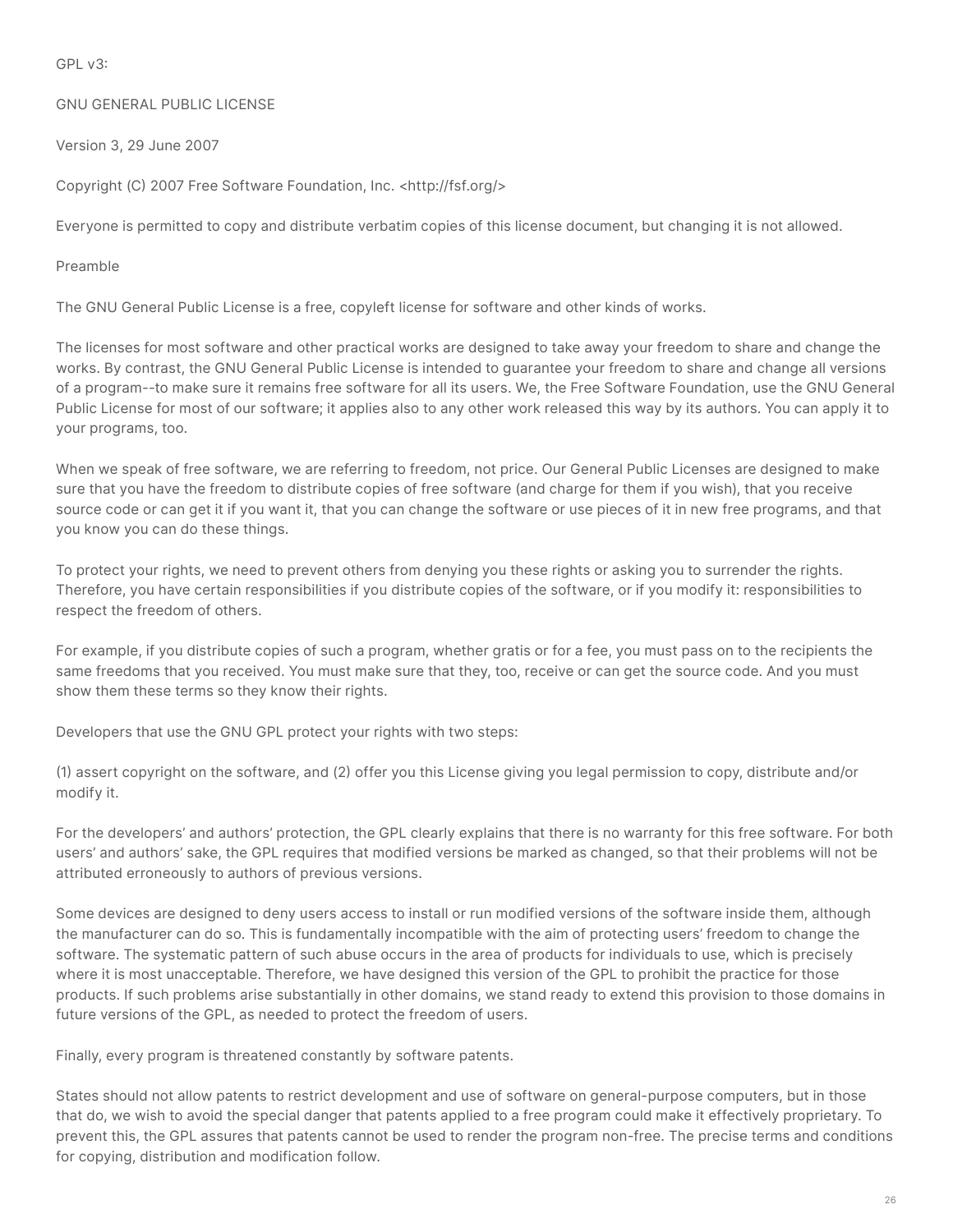GPL v3:

GNU GENERAL PUBLIC LICENSE

Version 3, 29 June 2007

Copyright (C) 2007 Free Software Foundation, Inc. <http://fsf.org/>

Everyone is permitted to copy and distribute verbatim copies of this license document, but changing it is not allowed.

Preamble

The GNU General Public License is a free, copyleft license for software and other kinds of works.

The licenses for most software and other practical works are designed to take away your freedom to share and change the works. By contrast, the GNU General Public License is intended to guarantee your freedom to share and change all versions of a program--to make sure it remains free software for all its users. We, the Free Software Foundation, use the GNU General Public License for most of our software; it applies also to any other work released this way by its authors. You can apply it to your programs, too.

When we speak of free software, we are referring to freedom, not price. Our General Public Licenses are designed to make sure that you have the freedom to distribute copies of free software (and charge for them if you wish), that you receive source code or can get it if you want it, that you can change the software or use pieces of it in new free programs, and that you know you can do these things.

To protect your rights, we need to prevent others from denying you these rights or asking you to surrender the rights. Therefore, you have certain responsibilities if you distribute copies of the software, or if you modify it: responsibilities to respect the freedom of others.

For example, if you distribute copies of such a program, whether gratis or for a fee, you must pass on to the recipients the same freedoms that you received. You must make sure that they, too, receive or can get the source code. And you must show them these terms so they know their rights.

Developers that use the GNU GPL protect your rights with two steps:

(1) assert copyright on the software, and (2) offer you this License giving you legal permission to copy, distribute and/or modify it.

For the developers' and authors' protection, the GPL clearly explains that there is no warranty for this free software. For both users' and authors' sake, the GPL requires that modified versions be marked as changed, so that their problems will not be attributed erroneously to authors of previous versions.

Some devices are designed to deny users access to install or run modified versions of the software inside them, although the manufacturer can do so. This is fundamentally incompatible with the aim of protecting users' freedom to change the software. The systematic pattern of such abuse occurs in the area of products for individuals to use, which is precisely where it is most unacceptable. Therefore, we have designed this version of the GPL to prohibit the practice for those products. If such problems arise substantially in other domains, we stand ready to extend this provision to those domains in future versions of the GPL, as needed to protect the freedom of users.

Finally, every program is threatened constantly by software patents.

States should not allow patents to restrict development and use of software on general-purpose computers, but in those that do, we wish to avoid the special danger that patents applied to a free program could make it effectively proprietary. To prevent this, the GPL assures that patents cannot be used to render the program non-free. The precise terms and conditions for copying, distribution and modification follow.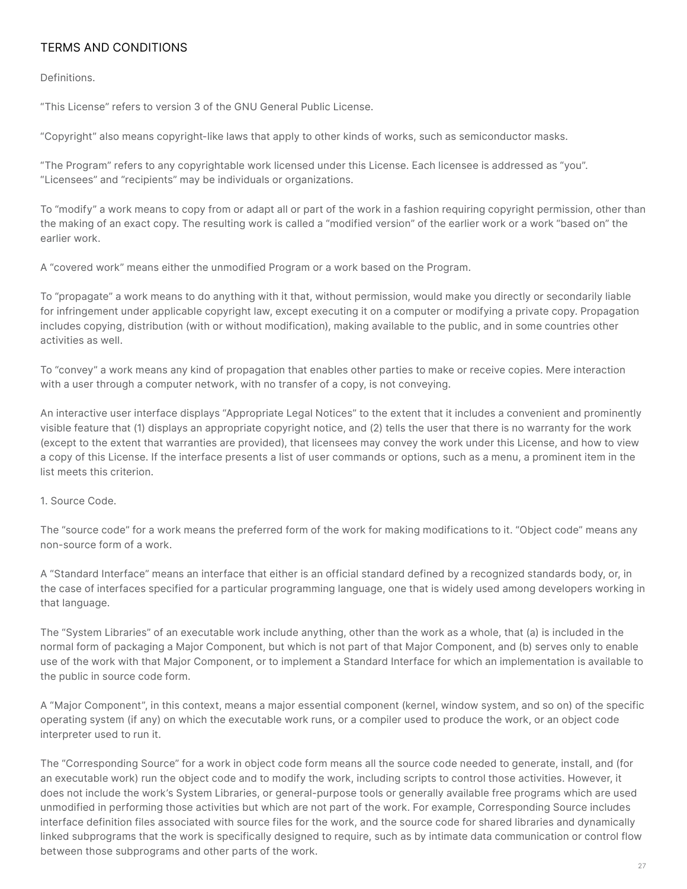## TERMS AND CONDITIONS

Definitions.

“This License” refers to version 3 of the GNU General Public License.

“Copyright” also means copyright-like laws that apply to other kinds of works, such as semiconductor masks.

“The Program” refers to any copyrightable work licensed under this License. Each licensee is addressed as “you”. “Licensees” and “recipients” may be individuals or organizations.

To “modify” a work means to copy from or adapt all or part of the work in a fashion requiring copyright permission, other than the making of an exact copy. The resulting work is called a “modified version” of the earlier work or a work “based on” the earlier work.

A “covered work” means either the unmodified Program or a work based on the Program.

To “propagate” a work means to do anything with it that, without permission, would make you directly or secondarily liable for infringement under applicable copyright law, except executing it on a computer or modifying a private copy. Propagation includes copying, distribution (with or without modification), making available to the public, and in some countries other activities as well.

To “convey” a work means any kind of propagation that enables other parties to make or receive copies. Mere interaction with a user through a computer network, with no transfer of a copy, is not conveying.

An interactive user interface displays “Appropriate Legal Notices” to the extent that it includes a convenient and prominently visible feature that (1) displays an appropriate copyright notice, and (2) tells the user that there is no warranty for the work (except to the extent that warranties are provided), that licensees may convey the work under this License, and how to view a copy of this License. If the interface presents a list of user commands or options, such as a menu, a prominent item in the list meets this criterion.

1. Source Code.

The “source code” for a work means the preferred form of the work for making modifications to it. “Object code” means any non-source form of a work.

A “Standard Interface” means an interface that either is an official standard defined by a recognized standards body, or, in the case of interfaces specified for a particular programming language, one that is widely used among developers working in that language.

The “System Libraries” of an executable work include anything, other than the work as a whole, that (a) is included in the normal form of packaging a Major Component, but which is not part of that Major Component, and (b) serves only to enable use of the work with that Major Component, or to implement a Standard Interface for which an implementation is available to the public in source code form.

A “Major Component”, in this context, means a major essential component (kernel, window system, and so on) of the specific operating system (if any) on which the executable work runs, or a compiler used to produce the work, or an object code interpreter used to run it.

The “Corresponding Source” for a work in object code form means all the source code needed to generate, install, and (for an executable work) run the object code and to modify the work, including scripts to control those activities. However, it does not include the work’s System Libraries, or general-purpose tools or generally available free programs which are used unmodified in performing those activities but which are not part of the work. For example, Corresponding Source includes interface definition files associated with source files for the work, and the source code for shared libraries and dynamically linked subprograms that the work is specifically designed to require, such as by intimate data communication or control flow between those subprograms and other parts of the work.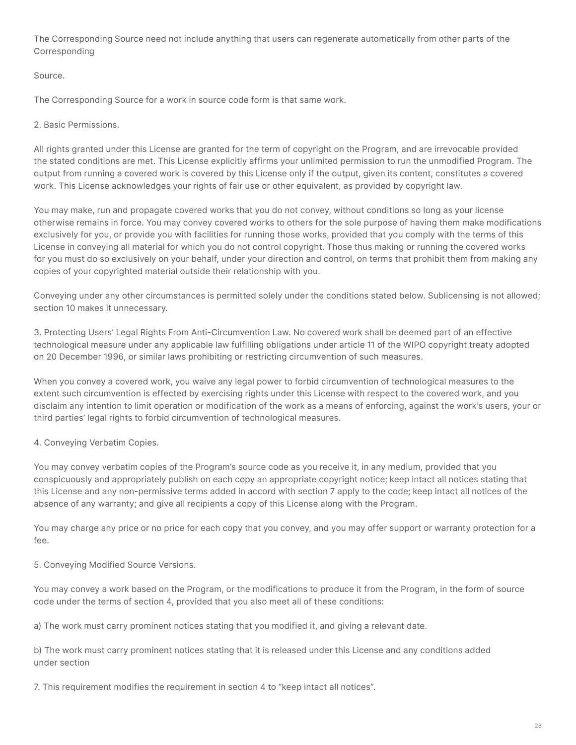The Corresponding Source need not include anything that users can regenerate automatically from other parts of the Corresponding

Source.

The Corresponding Source for a work in source code form is that same work.

2. Basic Permissions.

All rights granted under this License are granted for the term of copyright on the Program, and are irrevocable provided the stated conditions are met. This License explicitly affirms your unlimited permission to run the unmodified Program. The output from running a covered work is covered by this License only if the output, given its content, constitutes a covered work. This License acknowledges your rights of fair use or other equivalent, as provided by copyright law.

You may make, run and propagate covered works that you do not convey, without conditions so long as your license otherwise remains in force. You may convey covered works to others for the sole purpose of having them make modifications exclusively for you, or provide you with facilities for running those works, provided that you comply with the terms of this License in conveying all material for which you do not control copyright. Those thus making or running the covered works for you must do so exclusively on your behalf, under your direction and control, on terms that prohibit them from making any copies of your copyrighted material outside their relationship with you.

Conveying under any other circumstances is permitted solely under the conditions stated below. Sublicensing is not allowed; section 10 makes it unnecessary.

3. Protecting Users' Legal Rights From Anti-Circumvention Law. No covered work shall be deemed part of an effective technological measure under any applicable law fulfilling obligations under article 11 of the WIPO copyright treaty adopted on 20 December 1996, or similar laws prohibiting or restricting circumvention of such measures.

When you convey a covered work, you waive any legal power to forbid circumvention of technological measures to the extent such circumvention is effected by exercising rights under this License with respect to the covered work, and you disclaim any intention to limit operation or modification of the work as a means of enforcing, against the work's users, your or third parties' legal rights to forbid circumvention of technological measures.

4. Conveying Verbatim Copies.

You may convey verbatim copies of the Program's source code as you receive it, in any medium, provided that you conspicuously and appropriately publish on each copy an appropriate copyright notice; keep intact all notices stating that this License and any non-permissive terms added in accord with section 7 apply to the code; keep intact all notices of the absence of any warranty; and give all recipients a copy of this License along with the Program.

You may charge any price or no price for each copy that you convey, and you may offer support or warranty protection for a fee.

5. Conveying Modified Source Versions.

You may convey a work based on the Program, or the modifications to produce it from the Program, in the form of source code under the terms of section 4, provided that you also meet all of these conditions:

a) The work must carry prominent notices stating that you modified it, and giving a relevant date.

b) The work must carry prominent notices stating that it is released under this License and any conditions added under section

7. This requirement modifies the requirement in section 4 to "keep intact all notices".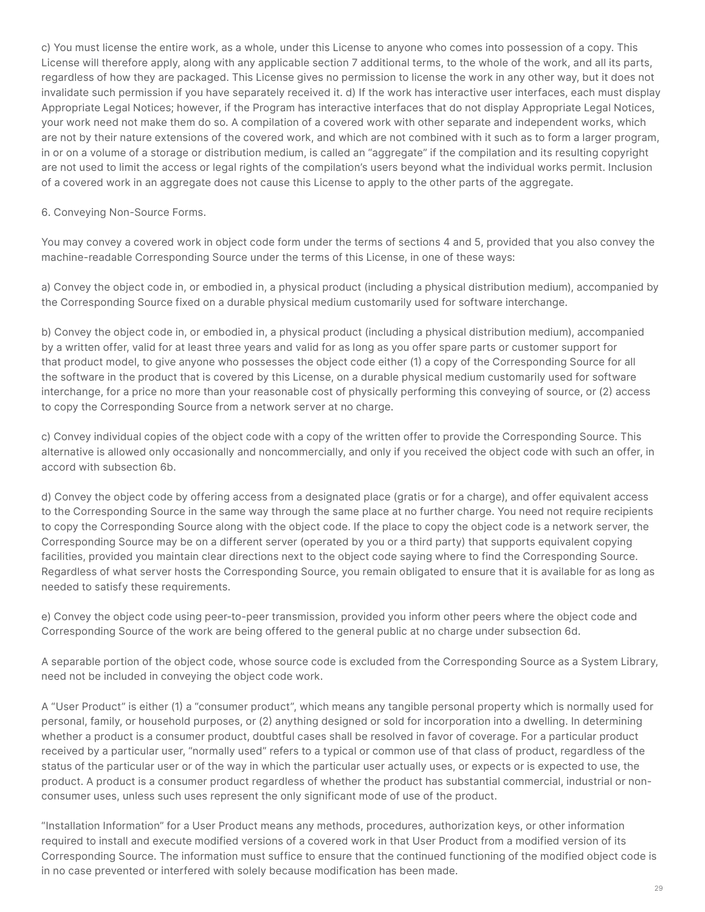c) You must license the entire work, as a whole, under this License to anyone who comes into possession of a copy. This License will therefore apply, along with any applicable section 7 additional terms, to the whole of the work, and all its parts, regardless of how they are packaged. This License gives no permission to license the work in any other way, but it does not invalidate such permission if you have separately received it. d) If the work has interactive user interfaces, each must display Appropriate Legal Notices; however, if the Program has interactive interfaces that do not display Appropriate Legal Notices, your work need not make them do so. A compilation of a covered work with other separate and independent works, which are not by their nature extensions of the covered work, and which are not combined with it such as to form a larger program, in or on a volume of a storage or distribution medium, is called an "aggregate" if the compilation and its resulting copyright are not used to limit the access or legal rights of the compilation's users beyond what the individual works permit. Inclusion of a covered work in an aggregate does not cause this License to apply to the other parts of the aggregate.

6. Conveying Non-Source Forms.

You may convey a covered work in object code form under the terms of sections 4 and 5, provided that you also convey the machine-readable Corresponding Source under the terms of this License, in one of these ways:

a) Convey the object code in, or embodied in, a physical product (including a physical distribution medium), accompanied by the Corresponding Source fixed on a durable physical medium customarily used for software interchange.

b) Convey the object code in, or embodied in, a physical product (including a physical distribution medium), accompanied by a written offer, valid for at least three years and valid for as long as you offer spare parts or customer support for that product model, to give anyone who possesses the object code either (1) a copy of the Corresponding Source for all the software in the product that is covered by this License, on a durable physical medium customarily used for software interchange, for a price no more than your reasonable cost of physically performing this conveying of source, or (2) access to copy the Corresponding Source from a network server at no charge.

c) Convey individual copies of the object code with a copy of the written offer to provide the Corresponding Source. This alternative is allowed only occasionally and noncommercially, and only if you received the object code with such an offer, in accord with subsection 6b.

d) Convey the object code by offering access from a designated place (gratis or for a charge), and offer equivalent access to the Corresponding Source in the same way through the same place at no further charge. You need not require recipients to copy the Corresponding Source along with the object code. If the place to copy the object code is a network server, the Corresponding Source may be on a different server (operated by you or a third party) that supports equivalent copying facilities, provided you maintain clear directions next to the object code saying where to find the Corresponding Source. Regardless of what server hosts the Corresponding Source, you remain obligated to ensure that it is available for as long as needed to satisfy these requirements.

e) Convey the object code using peer-to-peer transmission, provided you inform other peers where the object code and Corresponding Source of the work are being offered to the general public at no charge under subsection 6d.

A separable portion of the object code, whose source code is excluded from the Corresponding Source as a System Library, need not be included in conveying the object code work.

A "User Product" is either (1) a "consumer product", which means any tangible personal property which is normally used for personal, family, or household purposes, or (2) anything designed or sold for incorporation into a dwelling. In determining whether a product is a consumer product, doubtful cases shall be resolved in favor of coverage. For a particular product received by a particular user, "normally used" refers to a typical or common use of that class of product, regardless of the status of the particular user or of the way in which the particular user actually uses, or expects or is expected to use, the product. A product is a consumer product regardless of whether the product has substantial commercial, industrial or non-consumer uses, unless such uses represent the only significant mode of use of the product.

"Installation Information" for a User Product means any methods, procedures, authorization keys, or other information required to install and execute modified versions of a covered work in that User Product from a modified version of its Corresponding Source. The information must suffice to ensure that the continued functioning of the modified object code is in no case prevented or interfered with solely because modification has been made.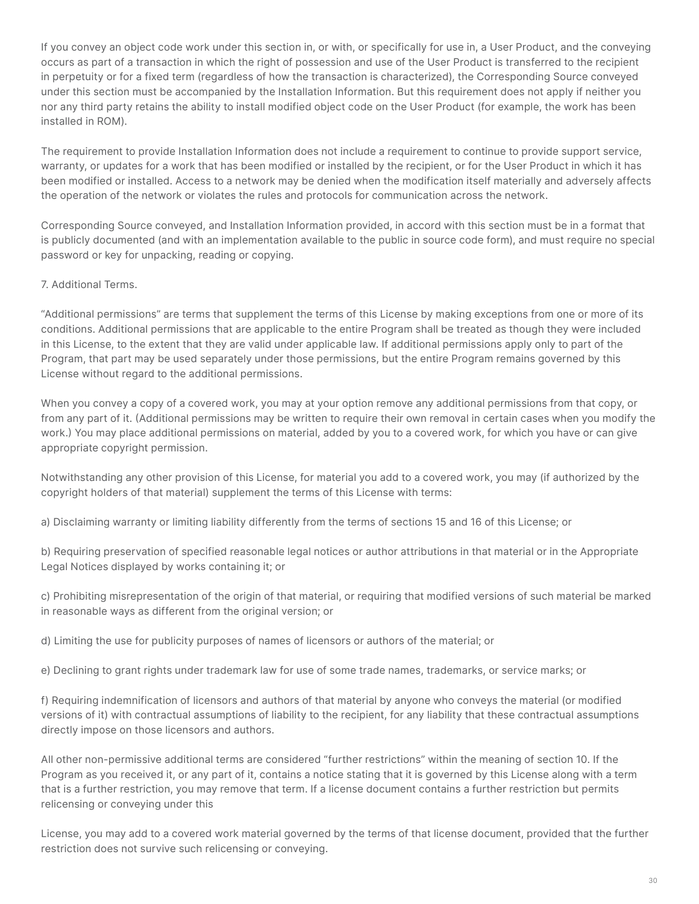If you convey an object code work under this section in, or with, or specifically for use in, a User Product, and the conveying occurs as part of a transaction in which the right of possession and use of the User Product is transferred to the recipient in perpetuity or for a fixed term (regardless of how the transaction is characterized), the Corresponding Source conveyed under this section must be accompanied by the Installation Information. But this requirement does not apply if neither you nor any third party retains the ability to install modified object code on the User Product (for example, the work has been installed in ROM).

The requirement to provide Installation Information does not include a requirement to continue to provide support service, warranty, or updates for a work that has been modified or installed by the recipient, or for the User Product in which it has been modified or installed. Access to a network may be denied when the modification itself materially and adversely affects the operation of the network or violates the rules and protocols for communication across the network.

Corresponding Source conveyed, and Installation Information provided, in accord with this section must be in a format that is publicly documented (and with an implementation available to the public in source code form), and must require no special password or key for unpacking, reading or copying.

7. Additional Terms.

“Additional permissions” are terms that supplement the terms of this License by making exceptions from one or more of its conditions. Additional permissions that are applicable to the entire Program shall be treated as though they were included in this License, to the extent that they are valid under applicable law. If additional permissions apply only to part of the Program, that part may be used separately under those permissions, but the entire Program remains governed by this License without regard to the additional permissions.

When you convey a copy of a covered work, you may at your option remove any additional permissions from that copy, or from any part of it. (Additional permissions may be written to require their own removal in certain cases when you modify the work.) You may place additional permissions on material, added by you to a covered work, for which you have or can give appropriate copyright permission.

Notwithstanding any other provision of this License, for material you add to a covered work, you may (if authorized by the copyright holders of that material) supplement the terms of this License with terms:

a) Disclaiming warranty or limiting liability differently from the terms of sections 15 and 16 of this License; or

b) Requiring preservation of specified reasonable legal notices or author attributions in that material or in the Appropriate Legal Notices displayed by works containing it; or

c) Prohibiting misrepresentation of the origin of that material, or requiring that modified versions of such material be marked in reasonable ways as different from the original version; or

d) Limiting the use for publicity purposes of names of licensors or authors of the material; or

e) Declining to grant rights under trademark law for use of some trade names, trademarks, or service marks; or

f) Requiring indemnification of licensors and authors of that material by anyone who conveys the material (or modified versions of it) with contractual assumptions of liability to the recipient, for any liability that these contractual assumptions directly impose on those licensors and authors.

All other non-permissive additional terms are considered “further restrictions” within the meaning of section 10. If the Program as you received it, or any part of it, contains a notice stating that it is governed by this License along with a term that is a further restriction, you may remove that term. If a license document contains a further restriction but permits relicensing or conveying under this

License, you may add to a covered work material governed by the terms of that license document, provided that the further restriction does not survive such relicensing or conveying.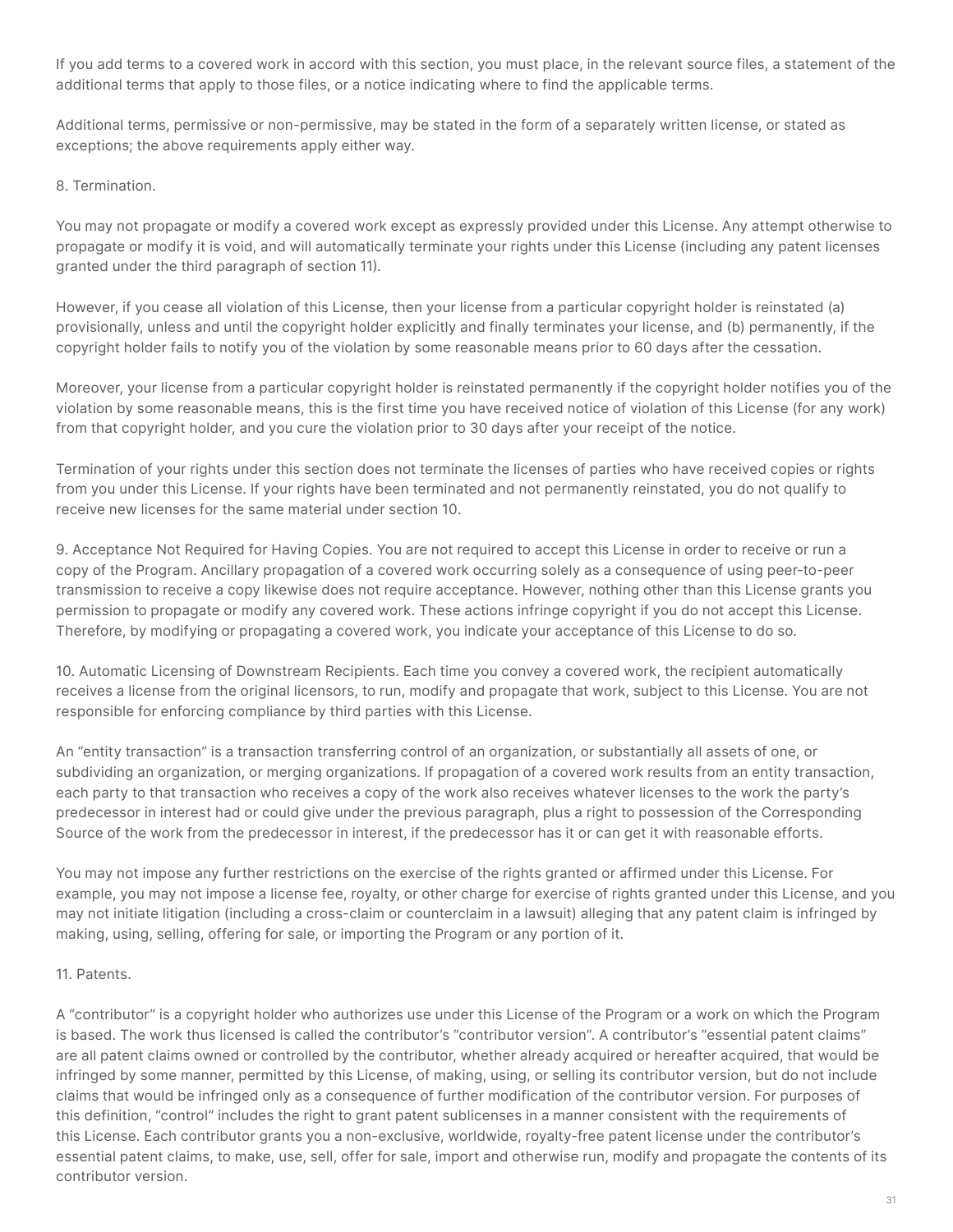If you add terms to a covered work in accord with this section, you must place, in the relevant source files, a statement of the additional terms that apply to those files, or a notice indicating where to find the applicable terms.

Additional terms, permissive or non-permissive, may be stated in the form of a separately written license, or stated as exceptions; the above requirements apply either way.

8. Termination.

You may not propagate or modify a covered work except as expressly provided under this License. Any attempt otherwise to propagate or modify it is void, and will automatically terminate your rights under this License (including any patent licenses granted under the third paragraph of section 11).

However, if you cease all violation of this License, then your license from a particular copyright holder is reinstated (a) provisionally, unless and until the copyright holder explicitly and finally terminates your license, and (b) permanently, if the copyright holder fails to notify you of the violation by some reasonable means prior to 60 days after the cessation.

Moreover, your license from a particular copyright holder is reinstated permanently if the copyright holder notifies you of the violation by some reasonable means, this is the first time you have received notice of violation of this License (for any work) from that copyright holder, and you cure the violation prior to 30 days after your receipt of the notice.

Termination of your rights under this section does not terminate the licenses of parties who have received copies or rights from you under this License. If your rights have been terminated and not permanently reinstated, you do not qualify to receive new licenses for the same material under section 10.

9. Acceptance Not Required for Having Copies. You are not required to accept this License in order to receive or run a copy of the Program. Ancillary propagation of a covered work occurring solely as a consequence of using peer-to-peer transmission to receive a copy likewise does not require acceptance. However, nothing other than this License grants you permission to propagate or modify any covered work. These actions infringe copyright if you do not accept this License. Therefore, by modifying or propagating a covered work, you indicate your acceptance of this License to do so.

10. Automatic Licensing of Downstream Recipients. Each time you convey a covered work, the recipient automatically receives a license from the original licensors, to run, modify and propagate that work, subject to this License. You are not responsible for enforcing compliance by third parties with this License.

An "entity transaction" is a transaction transferring control of an organization, or substantially all assets of one, or subdividing an organization, or merging organizations. If propagation of a covered work results from an entity transaction, each party to that transaction who receives a copy of the work also receives whatever licenses to the work the party's predecessor in interest had or could give under the previous paragraph, plus a right to possession of the Corresponding Source of the work from the predecessor in interest, if the predecessor has it or can get it with reasonable efforts.

You may not impose any further restrictions on the exercise of the rights granted or affirmed under this License. For example, you may not impose a license fee, royalty, or other charge for exercise of rights granted under this License, and you may not initiate litigation (including a cross-claim or counterclaim in a lawsuit) alleging that any patent claim is infringed by making, using, selling, offering for sale, or importing the Program or any portion of it.

11. Patents.

A "contributor" is a copyright holder who authorizes use under this License of the Program or a work on which the Program is based. The work thus licensed is called the contributor's "contributor version". A contributor's "essential patent claims" are all patent claims owned or controlled by the contributor, whether already acquired or hereafter acquired, that would be infringed by some manner, permitted by this License, of making, using, or selling its contributor version, but do not include claims that would be infringed only as a consequence of further modification of the contributor version. For purposes of this definition, "control" includes the right to grant patent sublicenses in a manner consistent with the requirements of this License. Each contributor grants you a non-exclusive, worldwide, royalty-free patent license under the contributor's essential patent claims, to make, use, sell, offer for sale, import and otherwise run, modify and propagate the contents of its contributor version.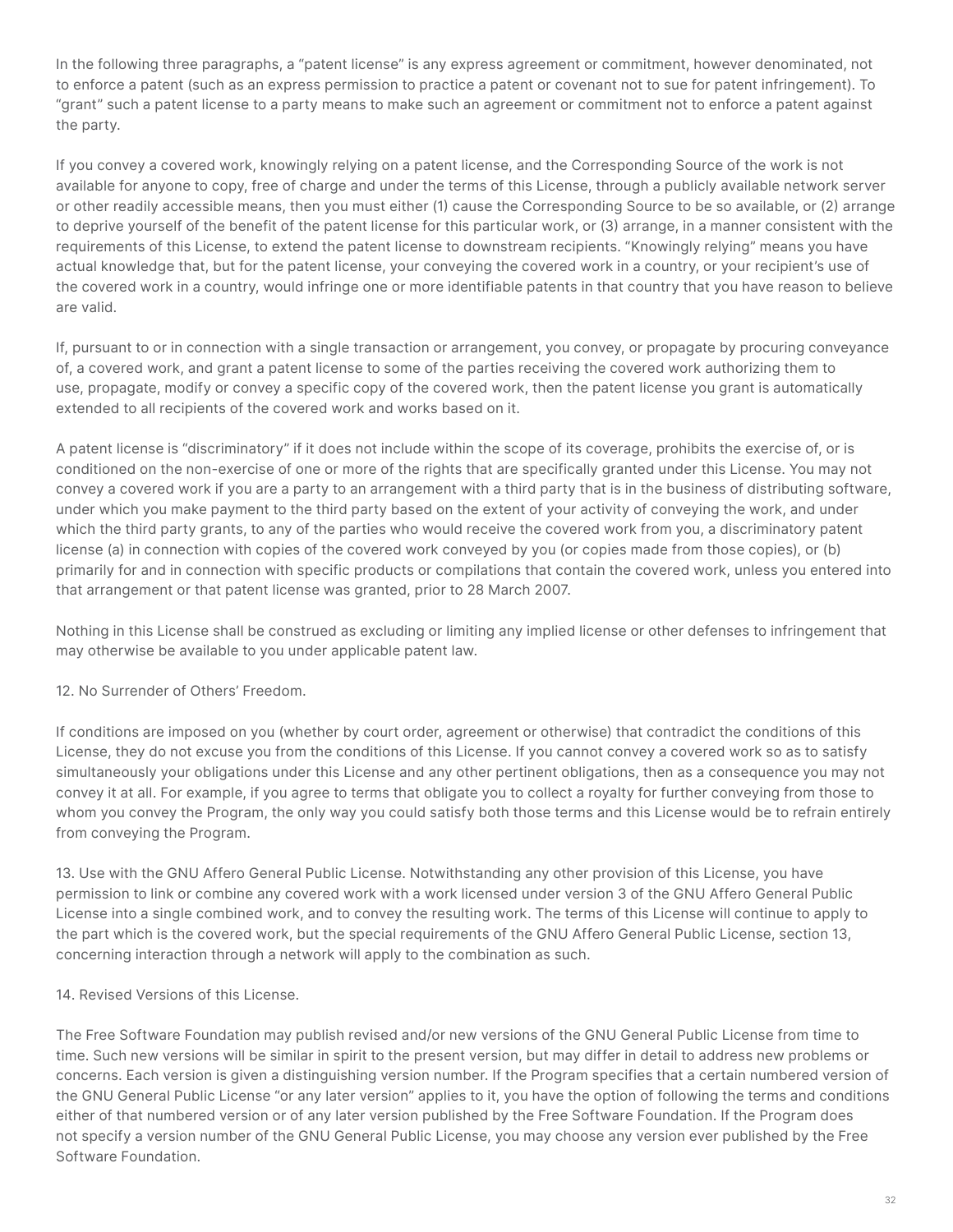In the following three paragraphs, a “patent license” is any express agreement or commitment, however denominated, not to enforce a patent (such as an express permission to practice a patent or covenant not to sue for patent infringement). To “grant” such a patent license to a party means to make such an agreement or commitment not to enforce a patent against the party.

If you convey a covered work, knowingly relying on a patent license, and the Corresponding Source of the work is not available for anyone to copy, free of charge and under the terms of this License, through a publicly available network server or other readily accessible means, then you must either (1) cause the Corresponding Source to be so available, or (2) arrange to deprive yourself of the benefit of the patent license for this particular work, or (3) arrange, in a manner consistent with the requirements of this License, to extend the patent license to downstream recipients. “Knowingly relying” means you have actual knowledge that, but for the patent license, your conveying the covered work in a country, or your recipient’s use of the covered work in a country, would infringe one or more identifiable patents in that country that you have reason to believe are valid.

If, pursuant to or in connection with a single transaction or arrangement, you convey, or propagate by procuring conveyance of, a covered work, and grant a patent license to some of the parties receiving the covered work authorizing them to use, propagate, modify or convey a specific copy of the covered work, then the patent license you grant is automatically extended to all recipients of the covered work and works based on it.

A patent license is “discriminatory” if it does not include within the scope of its coverage, prohibits the exercise of, or is conditioned on the non-exercise of one or more of the rights that are specifically granted under this License. You may not convey a covered work if you are a party to an arrangement with a third party that is in the business of distributing software, under which you make payment to the third party based on the extent of your activity of conveying the work, and under which the third party grants, to any of the parties who would receive the covered work from you, a discriminatory patent license (a) in connection with copies of the covered work conveyed by you (or copies made from those copies), or (b) primarily for and in connection with specific products or compilations that contain the covered work, unless you entered into that arrangement or that patent license was granted, prior to 28 March 2007.

Nothing in this License shall be construed as excluding or limiting any implied license or other defenses to infringement that may otherwise be available to you under applicable patent law.

12. No Surrender of Others’ Freedom.

If conditions are imposed on you (whether by court order, agreement or otherwise) that contradict the conditions of this License, they do not excuse you from the conditions of this License. If you cannot convey a covered work so as to satisfy simultaneously your obligations under this License and any other pertinent obligations, then as a consequence you may not convey it at all. For example, if you agree to terms that obligate you to collect a royalty for further conveying from those to whom you convey the Program, the only way you could satisfy both those terms and this License would be to refrain entirely from conveying the Program.

13. Use with the GNU Affero General Public License. Notwithstanding any other provision of this License, you have permission to link or combine any covered work with a work licensed under version 3 of the GNU Affero General Public License into a single combined work, and to convey the resulting work. The terms of this License will continue to apply to the part which is the covered work, but the special requirements of the GNU Affero General Public License, section 13, concerning interaction through a network will apply to the combination as such.

14. Revised Versions of this License.

The Free Software Foundation may publish revised and/or new versions of the GNU General Public License from time to time. Such new versions will be similar in spirit to the present version, but may differ in detail to address new problems or concerns. Each version is given a distinguishing version number. If the Program specifies that a certain numbered version of the GNU General Public License “or any later version” applies to it, you have the option of following the terms and conditions either of that numbered version or of any later version published by the Free Software Foundation. If the Program does not specify a version number of the GNU General Public License, you may choose any version ever published by the Free Software Foundation.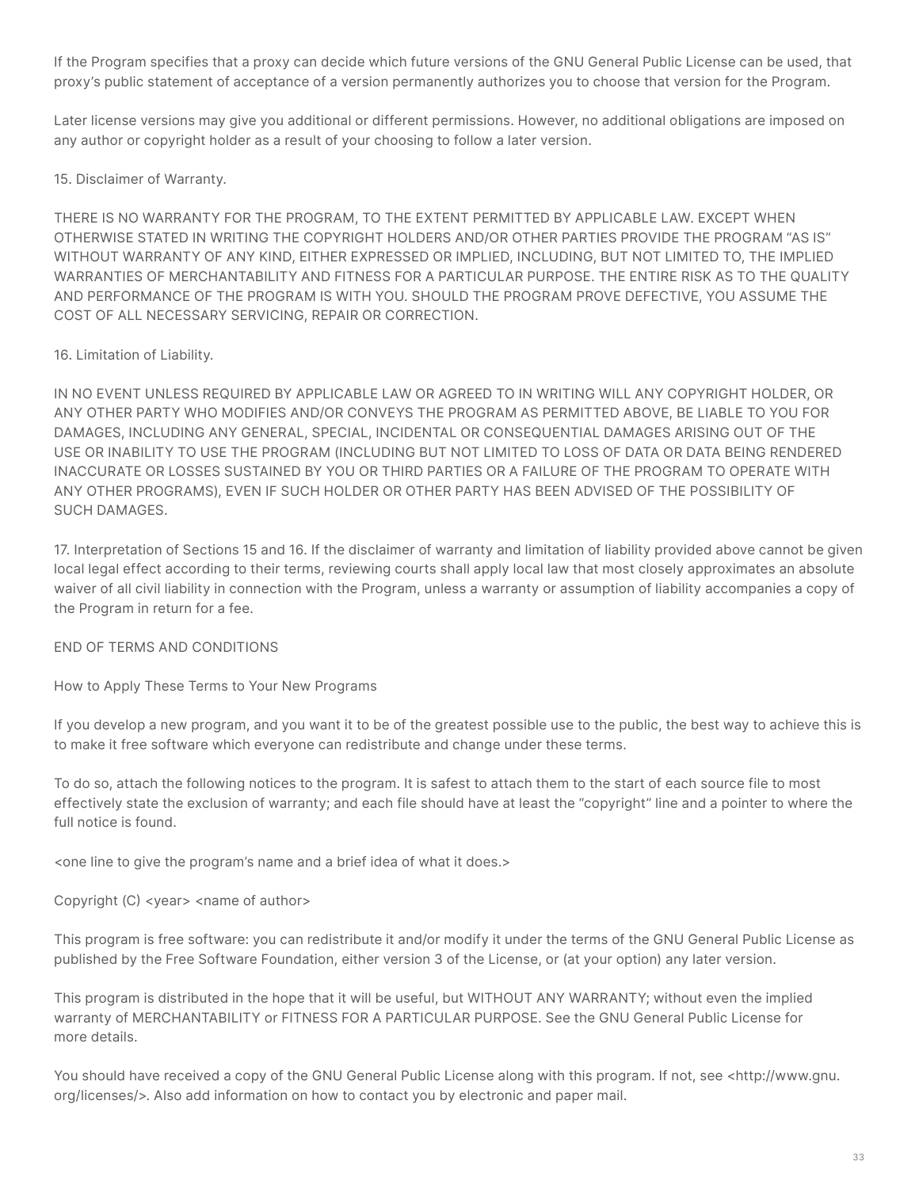If the Program specifies that a proxy can decide which future versions of the GNU General Public License can be used, that proxy's public statement of acceptance of a version permanently authorizes you to choose that version for the Program.

Later license versions may give you additional or different permissions. However, no additional obligations are imposed on any author or copyright holder as a result of your choosing to follow a later version.

15. Disclaimer of Warranty.

THERE IS NO WARRANTY FOR THE PROGRAM, TO THE EXTENT PERMITTED BY APPLICABLE LAW. EXCEPT WHEN OTHERWISE STATED IN WRITING THE COPYRIGHT HOLDERS AND/OR OTHER PARTIES PROVIDE THE PROGRAM "AS IS" WITHOUT WARRANTY OF ANY KIND, EITHER EXPRESSED OR IMPLIED, INCLUDING, BUT NOT LIMITED TO, THE IMPLIED WARRANTIES OF MERCHANTABILITY AND FITNESS FOR A PARTICULAR PURPOSE. THE ENTIRE RISK AS TO THE QUALITY AND PERFORMANCE OF THE PROGRAM IS WITH YOU. SHOULD THE PROGRAM PROVE DEFECTIVE, YOU ASSUME THE COST OF ALL NECESSARY SERVICING, REPAIR OR CORRECTION.

16. Limitation of Liability.

IN NO EVENT UNLESS REQUIRED BY APPLICABLE LAW OR AGREED TO IN WRITING WILL ANY COPYRIGHT HOLDER, OR ANY OTHER PARTY WHO MODIFIES AND/OR CONVEYS THE PROGRAM AS PERMITTED ABOVE, BE LIABLE TO YOU FOR DAMAGES, INCLUDING ANY GENERAL, SPECIAL, INCIDENTAL OR CONSEQUENTIAL DAMAGES ARISING OUT OF THE USE OR INABILITY TO USE THE PROGRAM (INCLUDING BUT NOT LIMITED TO LOSS OF DATA OR DATA BEING RENDERED INACCURATE OR LOSSES SUSTAINED BY YOU OR THIRD PARTIES OR A FAILURE OF THE PROGRAM TO OPERATE WITH ANY OTHER PROGRAMS), EVEN IF SUCH HOLDER OR OTHER PARTY HAS BEEN ADVISED OF THE POSSIBILITY OF SUCH DAMAGES.

17. Interpretation of Sections 15 and 16. If the disclaimer of warranty and limitation of liability provided above cannot be given local legal effect according to their terms, reviewing courts shall apply local law that most closely approximates an absolute waiver of all civil liability in connection with the Program, unless a warranty or assumption of liability accompanies a copy of the Program in return for a fee.

END OF TERMS AND CONDITIONS

How to Apply These Terms to Your New Programs

If you develop a new program, and you want it to be of the greatest possible use to the public, the best way to achieve this is to make it free software which everyone can redistribute and change under these terms.

To do so, attach the following notices to the program. It is safest to attach them to the start of each source file to most effectively state the exclusion of warranty; and each file should have at least the "copyright" line and a pointer to where the full notice is found.

<one line to give the program's name and a brief idea of what it does.>

Copyright (C) <year> <name of author>

This program is free software: you can redistribute it and/or modify it under the terms of the GNU General Public License as published by the Free Software Foundation, either version 3 of the License, or (at your option) any later version.

This program is distributed in the hope that it will be useful, but WITHOUT ANY WARRANTY; without even the implied warranty of MERCHANTABILITY or FITNESS FOR A PARTICULAR PURPOSE. See the GNU General Public License for more details.

You should have received a copy of the GNU General Public License along with this program. If not, see <http://www.gnu.org/licenses/>. Also add information on how to contact you by electronic and paper mail.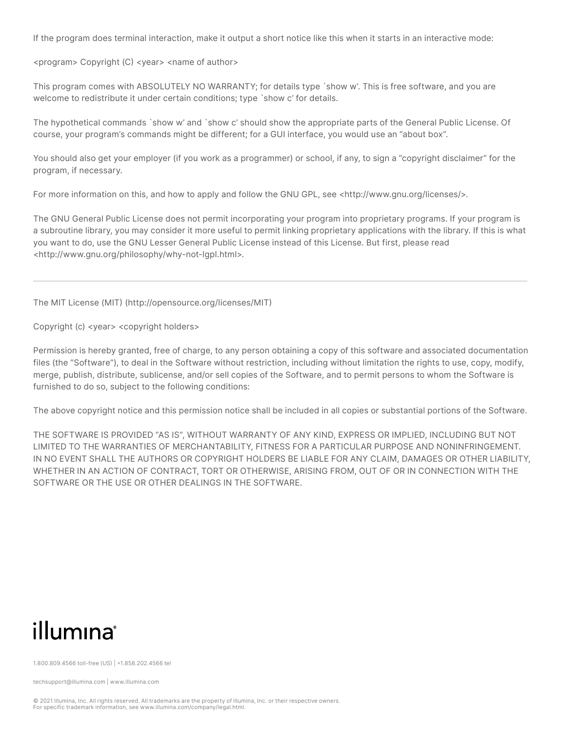If the program does terminal interaction, make it output a short notice like this when it starts in an interactive mode:

<program> Copyright (C) <year> <name of author>

This program comes with ABSOLUTELY NO WARRANTY; for details type `show w'. This is free software, and you are welcome to redistribute it under certain conditions; type `show c' for details.

The hypothetical commands `show w' and `show c' should show the appropriate parts of the General Public License. Of course, your program's commands might be different; for a GUI interface, you would use an "about box".

You should also get your employer (if you work as a programmer) or school, if any, to sign a "copyright disclaimer" for the program, if necessary.

For more information on this, and how to apply and follow the GNU GPL, see <http://www.gnu.org/licenses/>.

The GNU General Public License does not permit incorporating your program into proprietary programs. If your program is a subroutine library, you may consider it more useful to permit linking proprietary applications with the library. If this is what you want to do, use the GNU Lesser General Public License instead of this License. But first, please read <http://www.gnu.org/philosophy/why-not-lgpl.html>.

---

The MIT License (MIT) (http://opensource.org/licenses/MIT)

Copyright (c) <year> <copyright holders>

Permission is hereby granted, free of charge, to any person obtaining a copy of this software and associated documentation files (the "Software"), to deal in the Software without restriction, including without limitation the rights to use, copy, modify, merge, publish, distribute, sublicense, and/or sell copies of the Software, and to permit persons to whom the Software is furnished to do so, subject to the following conditions:

The above copyright notice and this permission notice shall be included in all copies or substantial portions of the Software.

THE SOFTWARE IS PROVIDED "AS IS", WITHOUT WARRANTY OF ANY KIND, EXPRESS OR IMPLIED, INCLUDING BUT NOT LIMITED TO THE WARRANTIES OF MERCHANTABILITY, FITNESS FOR A PARTICULAR PURPOSE AND NONINFRINGEMENT. IN NO EVENT SHALL THE AUTHORS OR COPYRIGHT HOLDERS BE LIABLE FOR ANY CLAIM, DAMAGES OR OTHER LIABILITY, WHETHER IN AN ACTION OF CONTRACT, TORT OR OTHERWISE, ARISING FROM, OUT OF OR IN CONNECTION WITH THE SOFTWARE OR THE USE OR OTHER DEALINGS IN THE SOFTWARE.

illumina®

1.800.809.4566 toll-free (US) | +1.858.202.4566 tel

techsupport@illumina.com | www.illumina.com

© 2021 Illumina, Inc. All rights reserved. All trademarks are the property of Illumina, Inc. or their respective owners. For specific trademark information, see www.illumina.com/company/legal.html.